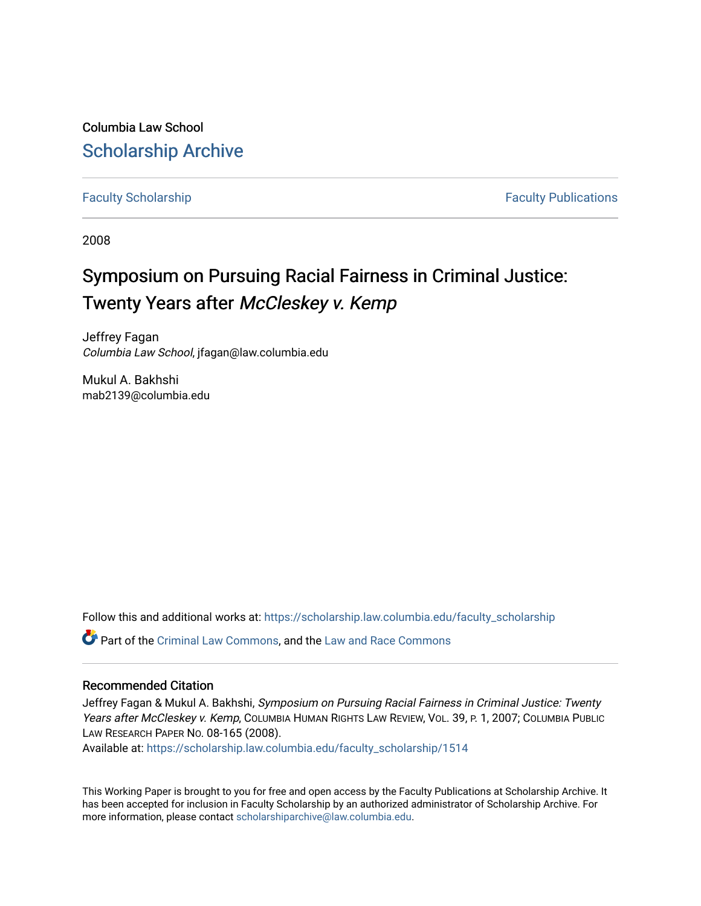Columbia Law School

## Scholarship Archive

Faculty Scholarship | Faculty Publications

2008

# Symposium on Pursuing Racial Fairness in Criminal Justice: Twenty Years after *McCleskey v. Kemp*

Jeffrey Fagan
*Columbia Law School*, jfagan@law.columbia.edu

Mukul A. Bakhshi
mab2139@columbia.edu

Follow this and additional works at: https://scholarship.law.columbia.edu/faculty_scholarship

Part of the Criminal Law Commons, and the Law and Race Commons

### Recommended Citation

Jeffrey Fagan & Mukul A. Bakhshi, *Symposium on Pursuing Racial Fairness in Criminal Justice: Twenty Years after McCleskey v. Kemp*, Columbia Human Rights Law Review, Vol. 39, p. 1, 2007; Columbia Public Law Research Paper No. 08-165 (2008).
Available at: https://scholarship.law.columbia.edu/faculty_scholarship/1514

This Working Paper is brought to you for free and open access by the Faculty Publications at Scholarship Archive. It has been accepted for inclusion in Faculty Scholarship by an authorized administrator of Scholarship Archive. For more information, please contact scholarshiparchive@law.columbia.edu.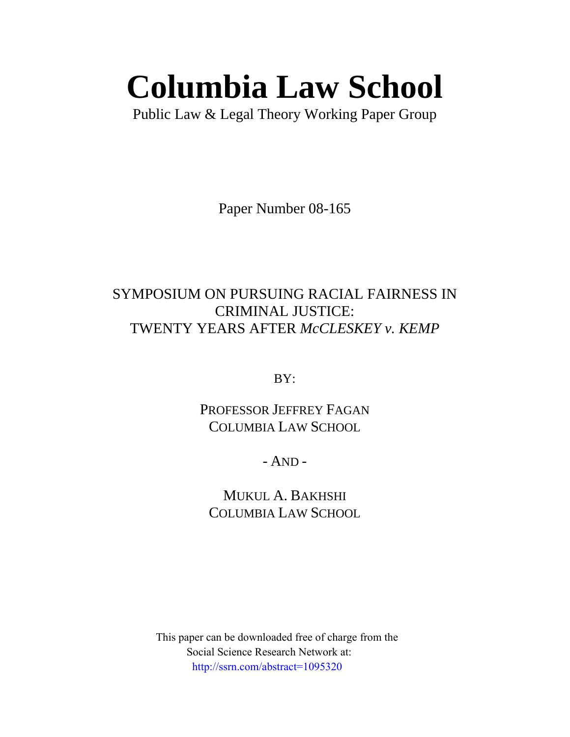# Columbia Law School

Public Law & Legal Theory Working Paper Group

Paper Number 08-165

SYMPOSIUM ON PURSUING RACIAL FAIRNESS IN CRIMINAL JUSTICE: TWENTY YEARS AFTER *McCLESKEY v. KEMP*

BY:

PROFESSOR JEFFREY FAGAN
COLUMBIA LAW SCHOOL

- AND -

MUKUL A. BAKHSHI
COLUMBIA LAW SCHOOL

This paper can be downloaded free of charge from the Social Science Research Network at:
http://ssrn.com/abstract=1095320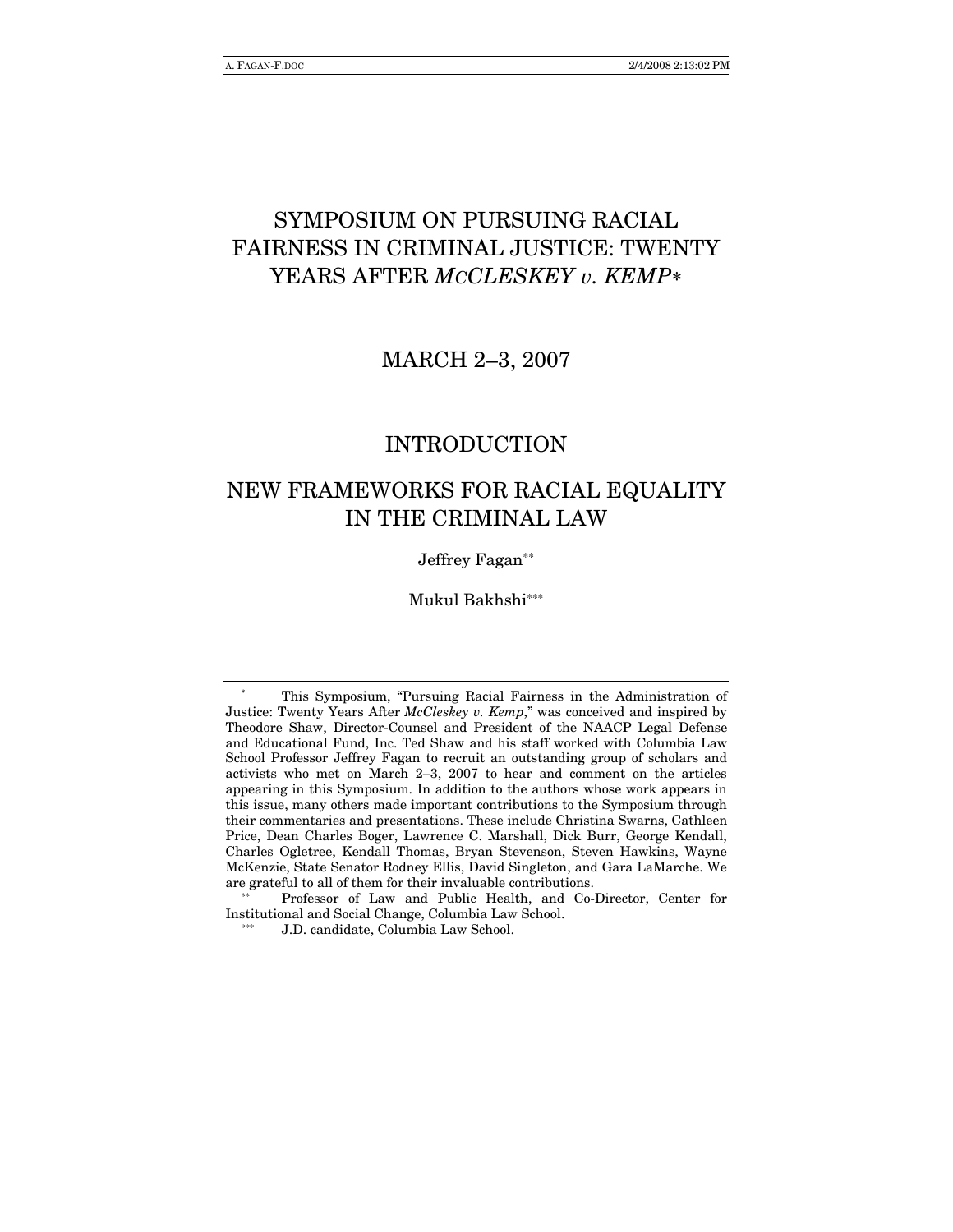# SYMPOSIUM ON PURSUING RACIAL FAIRNESS IN CRIMINAL JUSTICE: TWENTY YEARS AFTER *McCLESKEY v. KEMP*[*]

## MARCH 2–3, 2007

## INTRODUCTION

## NEW FRAMEWORKS FOR RACIAL EQUALITY IN THE CRIMINAL LAW

Jeffrey Fagan[**]

Mukul Bakhshi[***]

---

[*] This Symposium, "Pursuing Racial Fairness in the Administration of Justice: Twenty Years After *McCleskey v. Kemp*," was conceived and inspired by Theodore Shaw, Director-Counsel and President of the NAACP Legal Defense and Educational Fund, Inc. Ted Shaw and his staff worked with Columbia Law School Professor Jeffrey Fagan to recruit an outstanding group of scholars and activists who met on March 2–3, 2007 to hear and comment on the articles appearing in this Symposium. In addition to the authors whose work appears in this issue, many others made important contributions to the Symposium through their commentaries and presentations. These include Christina Swarns, Cathleen Price, Dean Charles Boger, Lawrence C. Marshall, Dick Burr, George Kendall, Charles Ogletree, Kendall Thomas, Bryan Stevenson, Steven Hawkins, Wayne McKenzie, State Senator Rodney Ellis, David Singleton, and Gara LaMarche. We are grateful to all of them for their invaluable contributions.

[**] Professor of Law and Public Health, and Co-Director, Center for Institutional and Social Change, Columbia Law School.

[***] J.D. candidate, Columbia Law School.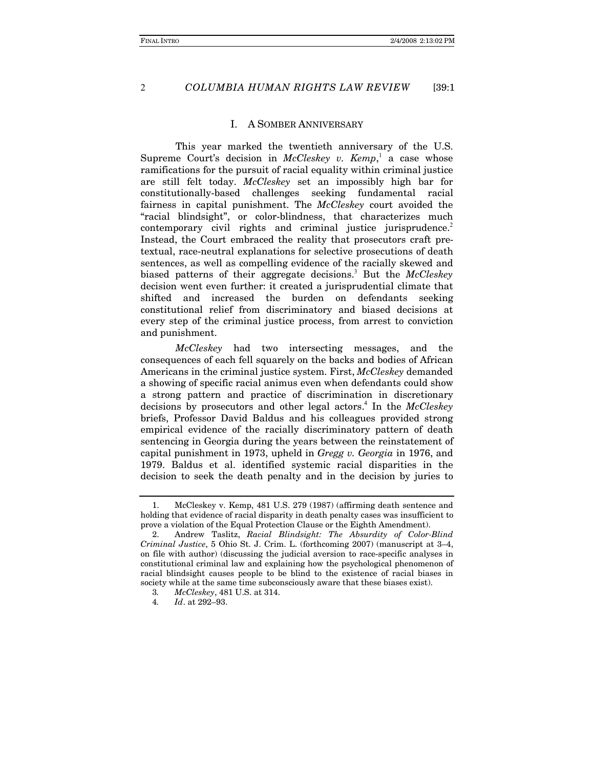## I. A SOMBER ANNIVERSARY

This year marked the twentieth anniversary of the U.S. Supreme Court's decision in *McCleskey v. Kemp*,[1] a case whose ramifications for the pursuit of racial equality within criminal justice are still felt today. *McCleskey* set an impossibly high bar for constitutionally-based challenges seeking fundamental racial fairness in capital punishment. The *McCleskey* court avoided the "racial blindsight", or color-blindness, that characterizes much contemporary civil rights and criminal justice jurisprudence.[2] Instead, the Court embraced the reality that prosecutors craft pretextual, race-neutral explanations for selective prosecutions of death sentences, as well as compelling evidence of the racially skewed and biased patterns of their aggregate decisions.[3] But the *McCleskey* decision went even further: it created a jurisprudential climate that shifted and increased the burden on defendants seeking constitutional relief from discriminatory and biased decisions at every step of the criminal justice process, from arrest to conviction and punishment.

*McCleskey* had two intersecting messages, and the consequences of each fell squarely on the backs and bodies of African Americans in the criminal justice system. First, *McCleskey* demanded a showing of specific racial animus even when defendants could show a strong pattern and practice of discrimination in discretionary decisions by prosecutors and other legal actors.[4] In the *McCleskey* briefs, Professor David Baldus and his colleagues provided strong empirical evidence of the racially discriminatory pattern of death sentencing in Georgia during the years between the reinstatement of capital punishment in 1973, upheld in *Gregg v. Georgia* in 1976, and 1979. Baldus et al. identified systemic racial disparities in the decision to seek the death penalty and in the decision by juries to

---

1. McCleskey v. Kemp, 481 U.S. 279 (1987) (affirming death sentence and holding that evidence of racial disparity in death penalty cases was insufficient to prove a violation of the Equal Protection Clause or the Eighth Amendment).

2. Andrew Taslitz, *Racial Blindsight: The Absurdity of Color-Blind Criminal Justice*, 5 Ohio St. J. Crim. L. (forthcoming 2007) (manuscript at 3–4, on file with author) (discussing the judicial aversion to race-specific analyses in constitutional criminal law and explaining how the psychological phenomenon of racial blindsight causes people to be blind to the existence of racial biases in society while at the same time subconsciously aware that these biases exist).

3. *McCleskey*, 481 U.S. at 314.

4. *Id*. at 292–93.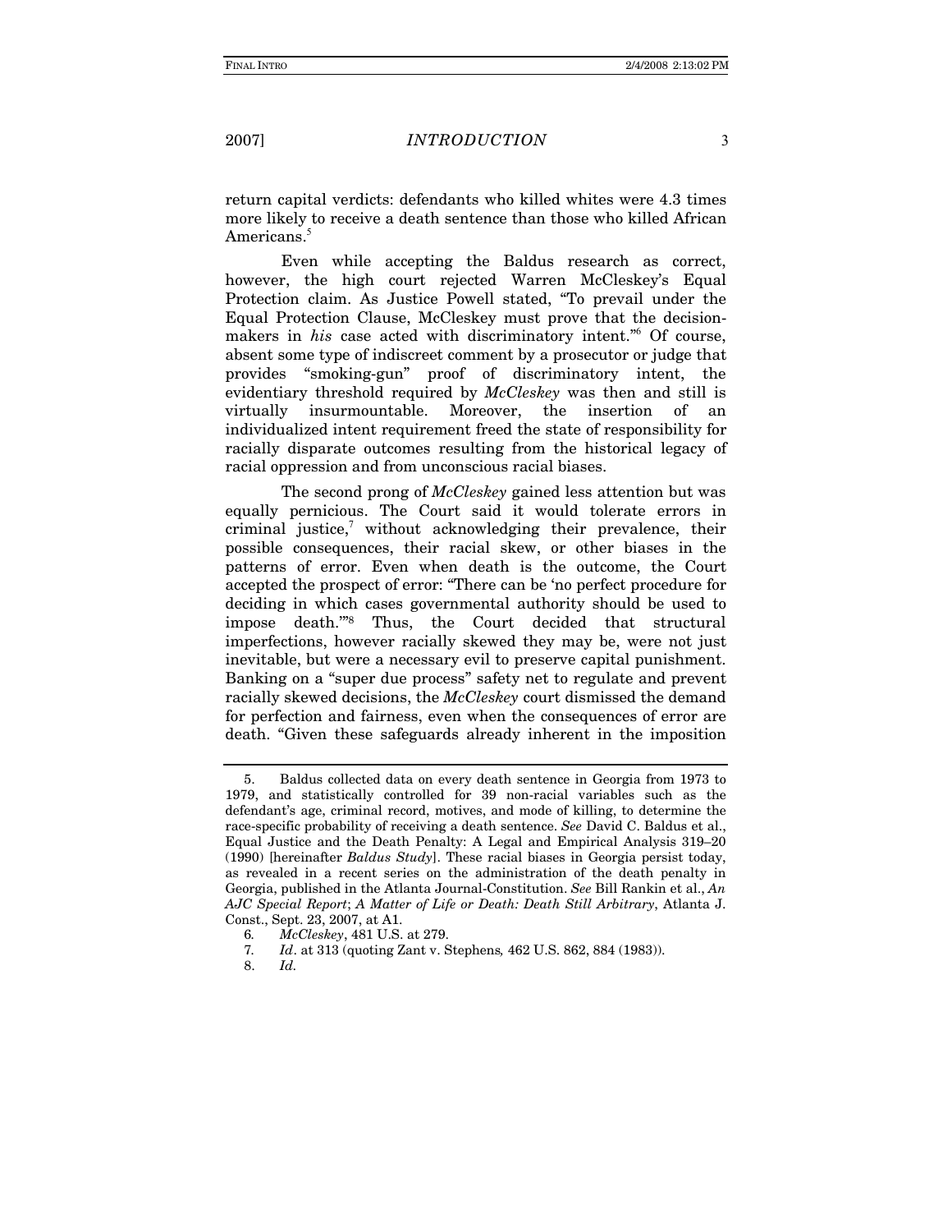return capital verdicts: defendants who killed whites were 4.3 times more likely to receive a death sentence than those who killed African Americans.[5]

Even while accepting the Baldus research as correct, however, the high court rejected Warren McCleskey's Equal Protection claim. As Justice Powell stated, "To prevail under the Equal Protection Clause, McCleskey must prove that the decision-makers in *his* case acted with discriminatory intent."[6] Of course, absent some type of indiscreet comment by a prosecutor or judge that provides "smoking-gun" proof of discriminatory intent, the evidentiary threshold required by *McCleskey* was then and still is virtually insurmountable. Moreover, the insertion of an individualized intent requirement freed the state of responsibility for racially disparate outcomes resulting from the historical legacy of racial oppression and from unconscious racial biases.

The second prong of *McCleskey* gained less attention but was equally pernicious. The Court said it would tolerate errors in criminal justice,[7] without acknowledging their prevalence, their possible consequences, their racial skew, or other biases in the patterns of error. Even when death is the outcome, the Court accepted the prospect of error: "There can be 'no perfect procedure for deciding in which cases governmental authority should be used to impose death.'"[8] Thus, the Court decided that structural imperfections, however racially skewed they may be, were not just inevitable, but were a necessary evil to preserve capital punishment. Banking on a "super due process" safety net to regulate and prevent racially skewed decisions, the *McCleskey* court dismissed the demand for perfection and fairness, even when the consequences of error are death. "Given these safeguards already inherent in the imposition

---

5. Baldus collected data on every death sentence in Georgia from 1973 to 1979, and statistically controlled for 39 non-racial variables such as the defendant's age, criminal record, motives, and mode of killing, to determine the race-specific probability of receiving a death sentence. *See* David C. Baldus et al., Equal Justice and the Death Penalty: A Legal and Empirical Analysis 319–20 (1990) [hereinafter *Baldus Study*]. These racial biases in Georgia persist today, as revealed in a recent series on the administration of the death penalty in Georgia, published in the Atlanta Journal-Constitution. *See* Bill Rankin et al., *An AJC Special Report*; *A Matter of Life or Death: Death Still Arbitrary*, Atlanta J. Const., Sept. 23, 2007, at A1.

6. *McCleskey*, 481 U.S. at 279.

7. *Id*. at 313 (quoting Zant v. Stephens, 462 U.S. 862, 884 (1983)).

8. *Id*.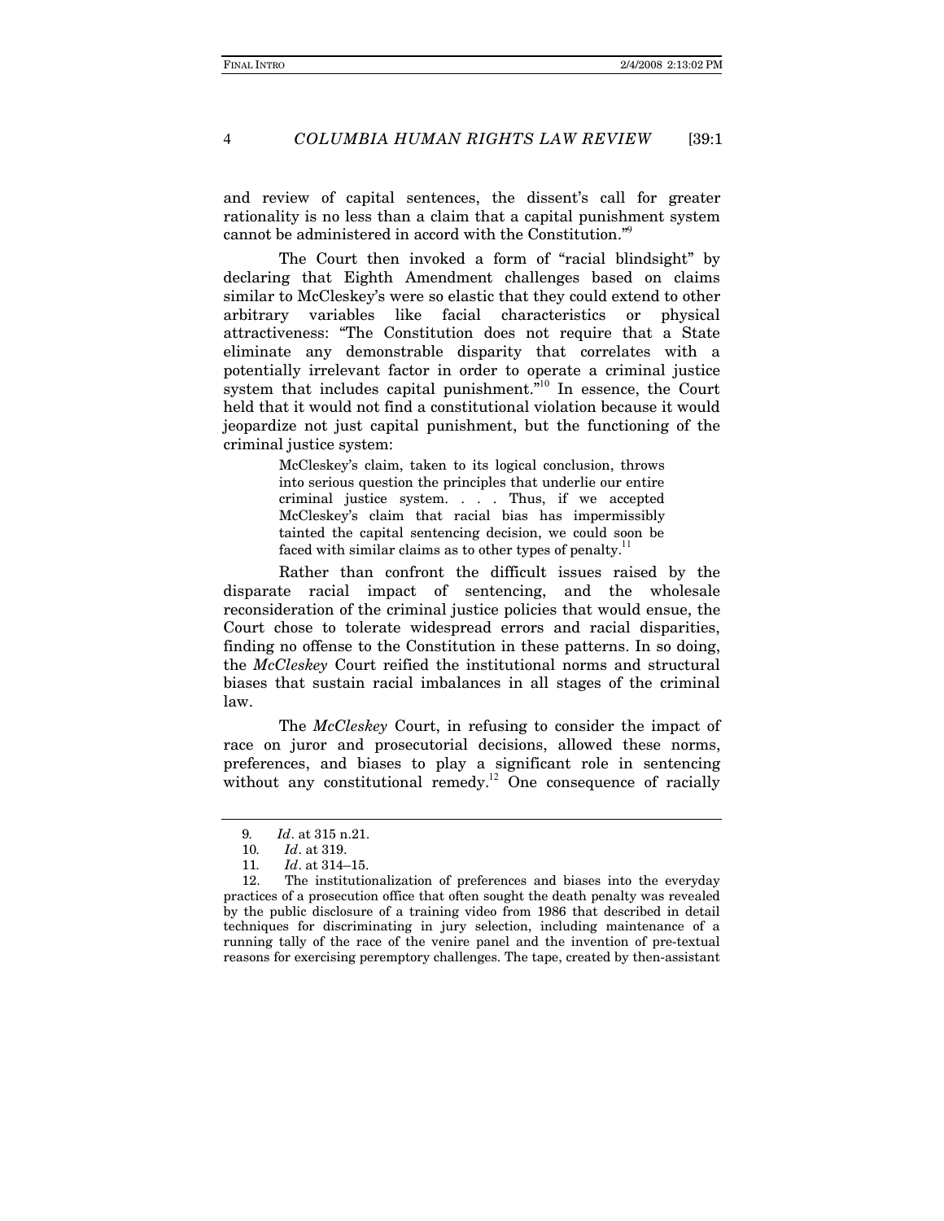and review of capital sentences, the dissent's call for greater rationality is no less than a claim that a capital punishment system cannot be administered in accord with the Constitution."[9]

The Court then invoked a form of "racial blindsight" by declaring that Eighth Amendment challenges based on claims similar to McCleskey's were so elastic that they could extend to other arbitrary variables like facial characteristics or physical attractiveness: "The Constitution does not require that a State eliminate any demonstrable disparity that correlates with a potentially irrelevant factor in order to operate a criminal justice system that includes capital punishment."[10] In essence, the Court held that it would not find a constitutional violation because it would jeopardize not just capital punishment, but the functioning of the criminal justice system:

> McCleskey's claim, taken to its logical conclusion, throws into serious question the principles that underlie our entire criminal justice system. . . . Thus, if we accepted McCleskey's claim that racial bias has impermissibly tainted the capital sentencing decision, we could soon be faced with similar claims as to other types of penalty.[11]

Rather than confront the difficult issues raised by the disparate racial impact of sentencing, and the wholesale reconsideration of the criminal justice policies that would ensue, the Court chose to tolerate widespread errors and racial disparities, finding no offense to the Constitution in these patterns. In so doing, the *McCleskey* Court reified the institutional norms and structural biases that sustain racial imbalances in all stages of the criminal law.

The *McCleskey* Court, in refusing to consider the impact of race on juror and prosecutorial decisions, allowed these norms, preferences, and biases to play a significant role in sentencing without any constitutional remedy.[12] One consequence of racially

---

9. *Id*. at 315 n.21.

10. *Id*. at 319.

11. *Id*. at 314–15.

12. The institutionalization of preferences and biases into the everyday practices of a prosecution office that often sought the death penalty was revealed by the public disclosure of a training video from 1986 that described in detail techniques for discriminating in jury selection, including maintenance of a running tally of the race of the venire panel and the invention of pre-textual reasons for exercising peremptory challenges. The tape, created by then-assistant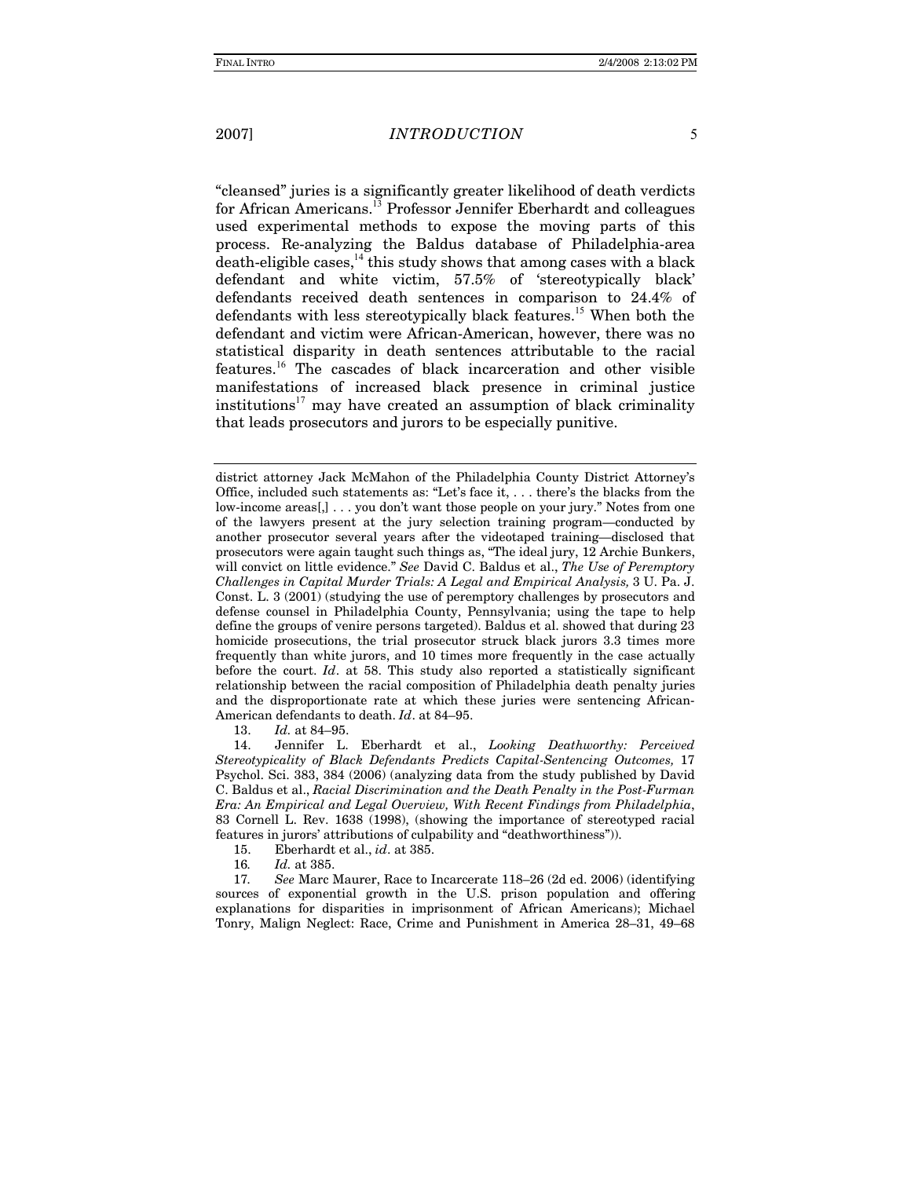"cleansed" juries is a significantly greater likelihood of death verdicts for African Americans.[13] Professor Jennifer Eberhardt and colleagues used experimental methods to expose the moving parts of this process. Re-analyzing the Baldus database of Philadelphia-area death-eligible cases,[14] this study shows that among cases with a black defendant and white victim, 57.5% of 'stereotypically black' defendants received death sentences in comparison to 24.4% of defendants with less stereotypically black features.[15] When both the defendant and victim were African-American, however, there was no statistical disparity in death sentences attributable to the racial features.[16] The cascades of black incarceration and other visible manifestations of increased black presence in criminal justice institutions[17] may have created an assumption of black criminality that leads prosecutors and jurors to be especially punitive.

---

district attorney Jack McMahon of the Philadelphia County District Attorney's Office, included such statements as: "Let's face it, . . . there's the blacks from the low-income areas[,] . . . you don't want those people on your jury." Notes from one of the lawyers present at the jury selection training program—conducted by another prosecutor several years after the videotaped training—disclosed that prosecutors were again taught such things as, "The ideal jury, 12 Archie Bunkers, will convict on little evidence." *See* David C. Baldus et al., *The Use of Peremptory Challenges in Capital Murder Trials: A Legal and Empirical Analysis,* 3 U. Pa. J. Const. L. 3 (2001) (studying the use of peremptory challenges by prosecutors and defense counsel in Philadelphia County, Pennsylvania; using the tape to help define the groups of venire persons targeted). Baldus et al. showed that during 23 homicide prosecutions, the trial prosecutor struck black jurors 3.3 times more frequently than white jurors, and 10 times more frequently in the case actually before the court. *Id*. at 58. This study also reported a statistically significant relationship between the racial composition of Philadelphia death penalty juries and the disproportionate rate at which these juries were sentencing African-American defendants to death. *Id*. at 84–95.

13. *Id.* at 84–95.

14. Jennifer L. Eberhardt et al., *Looking Deathworthy: Perceived Stereotypicality of Black Defendants Predicts Capital-Sentencing Outcomes,* 17 Psychol. Sci. 383, 384 (2006) (analyzing data from the study published by David C. Baldus et al., *Racial Discrimination and the Death Penalty in the Post-Furman Era: An Empirical and Legal Overview, With Recent Findings from Philadelphia*, 83 Cornell L. Rev. 1638 (1998), (showing the importance of stereotyped racial features in jurors' attributions of culpability and "deathworthiness")).

15. Eberhardt et al., *id*. at 385.

16. *Id.* at 385.

17. *See* Marc Maurer, Race to Incarcerate 118–26 (2d ed. 2006) (identifying sources of exponential growth in the U.S. prison population and offering explanations for disparities in imprisonment of African Americans); Michael Tonry, Malign Neglect: Race, Crime and Punishment in America 28–31, 49–68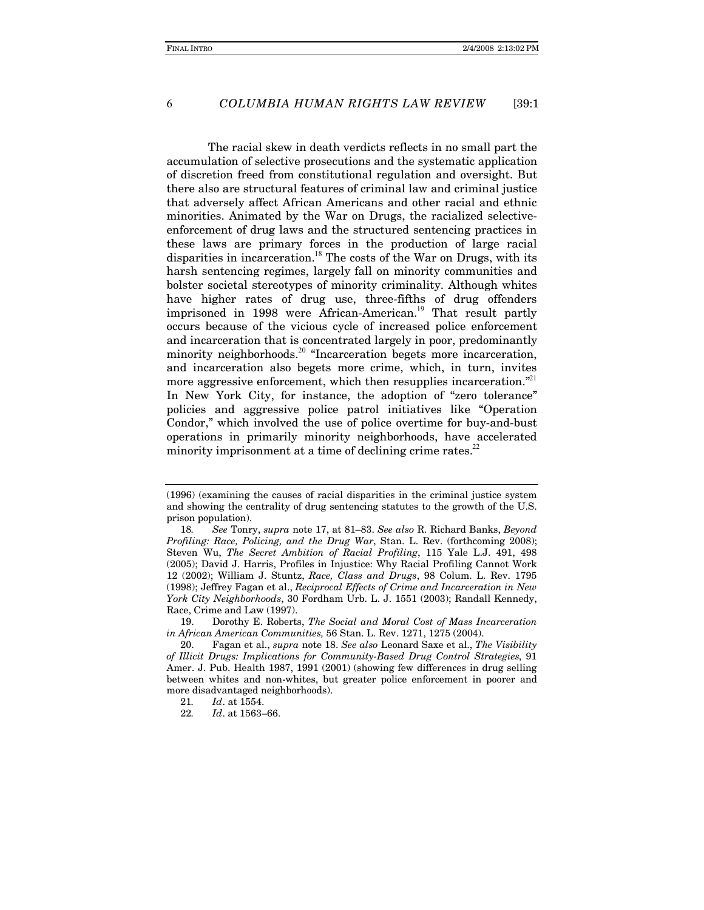The racial skew in death verdicts reflects in no small part the accumulation of selective prosecutions and the systematic application of discretion freed from constitutional regulation and oversight. But there also are structural features of criminal law and criminal justice that adversely affect African Americans and other racial and ethnic minorities. Animated by the War on Drugs, the racialized selective-enforcement of drug laws and the structured sentencing practices in these laws are primary forces in the production of large racial disparities in incarceration.[18] The costs of the War on Drugs, with its harsh sentencing regimes, largely fall on minority communities and bolster societal stereotypes of minority criminality. Although whites have higher rates of drug use, three-fifths of drug offenders imprisoned in 1998 were African-American.[19] That result partly occurs because of the vicious cycle of increased police enforcement and incarceration that is concentrated largely in poor, predominantly minority neighborhoods.[20] "Incarceration begets more incarceration, and incarceration also begets more crime, which, in turn, invites more aggressive enforcement, which then resupplies incarceration."[21] In New York City, for instance, the adoption of "zero tolerance" policies and aggressive police patrol initiatives like "Operation Condor," which involved the use of police overtime for buy-and-bust operations in primarily minority neighborhoods, have accelerated minority imprisonment at a time of declining crime rates.[22]

---

(1996) (examining the causes of racial disparities in the criminal justice system and showing the centrality of drug sentencing statutes to the growth of the U.S. prison population).

18. *See* Tonry, *supra* note 17, at 81–83. *See also* R. Richard Banks, *Beyond Profiling: Race, Policing, and the Drug War*, Stan. L. Rev. (forthcoming 2008); Steven Wu, *The Secret Ambition of Racial Profiling*, 115 Yale L.J. 491, 498 (2005); David J. Harris, Profiles in Injustice: Why Racial Profiling Cannot Work 12 (2002); William J. Stuntz, *Race, Class and Drugs*, 98 Colum. L. Rev. 1795 (1998); Jeffrey Fagan et al., *Reciprocal Effects of Crime and Incarceration in New York City Neighborhoods*, 30 Fordham Urb. L. J. 1551 (2003); Randall Kennedy, Race, Crime and Law (1997).

19. Dorothy E. Roberts, *The Social and Moral Cost of Mass Incarceration in African American Communities,* 56 Stan. L. Rev. 1271, 1275 (2004).

20. Fagan et al., *supra* note 18. *See also* Leonard Saxe et al., *The Visibility of Illicit Drugs: Implications for Community-Based Drug Control Strategies*, 91 Amer. J. Pub. Health 1987, 1991 (2001) (showing few differences in drug selling between whites and non-whites, but greater police enforcement in poorer and more disadvantaged neighborhoods).

21. *Id*. at 1554.

22. *Id*. at 1563–66.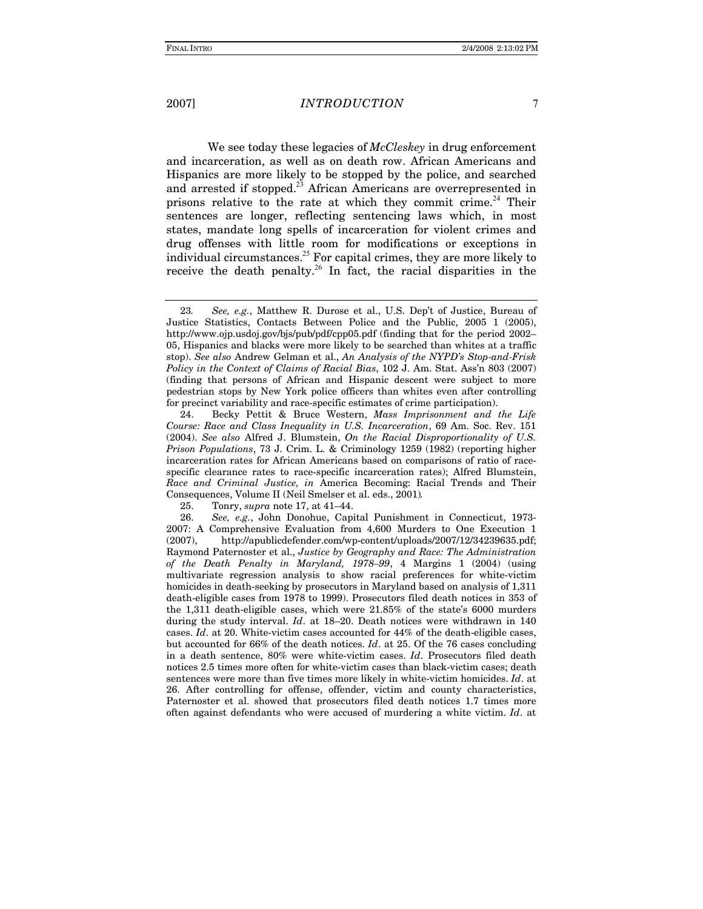We see today these legacies of *McCleskey* in drug enforcement and incarceration, as well as on death row. African Americans and Hispanics are more likely to be stopped by the police, and searched and arrested if stopped.[23] African Americans are overrepresented in prisons relative to the rate at which they commit crime.[24] Their sentences are longer, reflecting sentencing laws which, in most states, mandate long spells of incarceration for violent crimes and drug offenses with little room for modifications or exceptions in individual circumstances.[25] For capital crimes, they are more likely to receive the death penalty.[26] In fact, the racial disparities in the

---

23. *See, e.g.*, Matthew R. Durose et al., U.S. Dep't of Justice, Bureau of Justice Statistics, Contacts Between Police and the Public, 2005 1 (2005), http://www.ojp.usdoj.gov/bjs/pub/pdf/cpp05.pdf (finding that for the period 2002–05, Hispanics and blacks were more likely to be searched than whites at a traffic stop). *See also* Andrew Gelman et al., *An Analysis of the NYPD's Stop-and-Frisk Policy in the Context of Claims of Racial Bias*, 102 J. Am. Stat. Ass'n 803 (2007) (finding that persons of African and Hispanic descent were subject to more pedestrian stops by New York police officers than whites even after controlling for precinct variability and race-specific estimates of crime participation).

24. Becky Pettit & Bruce Western, *Mass Imprisonment and the Life Course: Race and Class Inequality in U.S. Incarceration*, 69 Am. Soc. Rev. 151 (2004). *See also* Alfred J. Blumstein, *On the Racial Disproportionality of U.S. Prison Populations*, 73 J. Crim. L. & Criminology 1259 (1982) (reporting higher incarceration rates for African Americans based on comparisons of ratio of race-specific clearance rates to race-specific incarceration rates); Alfred Blumstein, *Race and Criminal Justice, in* America Becoming: Racial Trends and Their Consequences, Volume II (Neil Smelser et al. eds., 2001).

25. Tonry, *supra* note 17, at 41–44.

26. *See, e.g.*, John Donohue, Capital Punishment in Connecticut, 1973-2007: A Comprehensive Evaluation from 4,600 Murders to One Execution 1 (2007), http://apublicdefender.com/wp-content/uploads/2007/12/34239635.pdf; Raymond Paternoster et al., *Justice by Geography and Race: The Administration of the Death Penalty in Maryland, 1978–99*, 4 Margins 1 (2004) (using multivariate regression analysis to show racial preferences for white-victim homicides in death-seeking by prosecutors in Maryland based on analysis of 1,311 death-eligible cases from 1978 to 1999). Prosecutors filed death notices in 353 of the 1,311 death-eligible cases, which were 21.85% of the state's 6000 murders during the study interval. *Id*. at 18–20. Death notices were withdrawn in 140 cases. *Id*. at 20. White-victim cases accounted for 44% of the death-eligible cases, but accounted for 66% of the death notices. *Id*. at 25. Of the 76 cases concluding in a death sentence, 80% were white-victim cases. *Id*. Prosecutors filed death notices 2.5 times more often for white-victim cases than black-victim cases; death sentences were more than five times more likely in white-victim homicides. *Id*. at 26. After controlling for offense, offender, victim and county characteristics, Paternoster et al. showed that prosecutors filed death notices 1.7 times more often against defendants who were accused of murdering a white victim. *Id*. at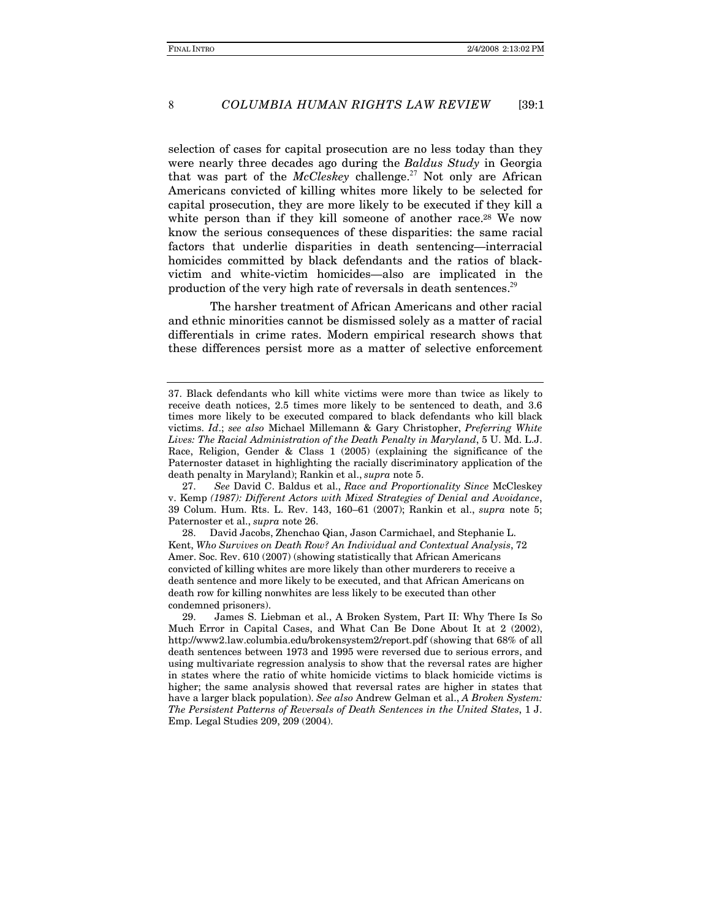selection of cases for capital prosecution are no less today than they were nearly three decades ago during the *Baldus Study* in Georgia that was part of the *McCleskey* challenge.[27] Not only are African Americans convicted of killing whites more likely to be selected for capital prosecution, they are more likely to be executed if they kill a white person than if they kill someone of another race.[28] We now know the serious consequences of these disparities: the same racial factors that underlie disparities in death sentencing—interracial homicides committed by black defendants and the ratios of black-victim and white-victim homicides—also are implicated in the production of the very high rate of reversals in death sentences.[29]

The harsher treatment of African Americans and other racial and ethnic minorities cannot be dismissed solely as a matter of racial differentials in crime rates. Modern empirical research shows that these differences persist more as a matter of selective enforcement

---

37. Black defendants who kill white victims were more than twice as likely to receive death notices, 2.5 times more likely to be sentenced to death, and 3.6 times more likely to be executed compared to black defendants who kill black victims. *Id*.; *see also* Michael Millemann & Gary Christopher, *Preferring White Lives: The Racial Administration of the Death Penalty in Maryland*, 5 U. Md. L.J. Race, Religion, Gender & Class 1 (2005) (explaining the significance of the Paternoster dataset in highlighting the racially discriminatory application of the death penalty in Maryland); Rankin et al., *supra* note 5.

27. *See* David C. Baldus et al., *Race and Proportionality Since* McCleskey v. Kemp *(1987): Different Actors with Mixed Strategies of Denial and Avoidance*, 39 Colum. Hum. Rts. L. Rev. 143, 160–61 (2007); Rankin et al., *supra* note 5; Paternoster et al., *supra* note 26.

28. David Jacobs, Zhenchao Qian, Jason Carmichael, and Stephanie L. Kent, *Who Survives on Death Row? An Individual and Contextual Analysis*, 72 Amer. Soc. Rev. 610 (2007) (showing statistically that African Americans convicted of killing whites are more likely than other murderers to receive a death sentence and more likely to be executed, and that African Americans on death row for killing nonwhites are less likely to be executed than other condemned prisoners).

29. James S. Liebman et al., A Broken System, Part II: Why There Is So Much Error in Capital Cases, and What Can Be Done About It at 2 (2002), http://www2.law.columbia.edu/brokensystem2/report.pdf (showing that 68% of all death sentences between 1973 and 1995 were reversed due to serious errors, and using multivariate regression analysis to show that the reversal rates are higher in states where the ratio of white homicide victims to black homicide victims is higher; the same analysis showed that reversal rates are higher in states that have a larger black population). *See also* Andrew Gelman et al., *A Broken System: The Persistent Patterns of Reversals of Death Sentences in the United States*, 1 J. Emp. Legal Studies 209, 209 (2004).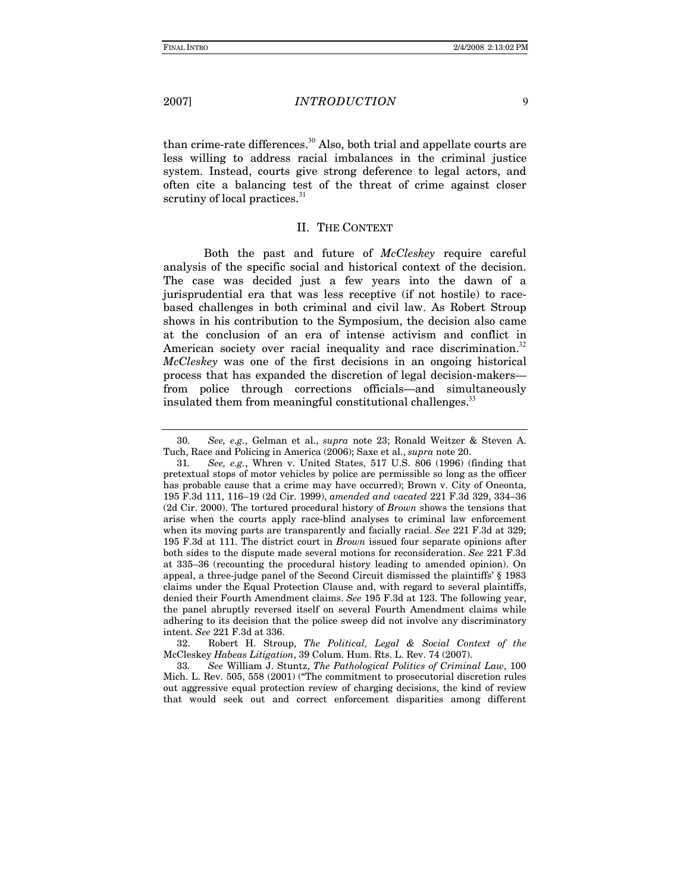than crime-rate differences.[30] Also, both trial and appellate courts are less willing to address racial imbalances in the criminal justice system. Instead, courts give strong deference to legal actors, and often cite a balancing test of the threat of crime against closer scrutiny of local practices.[31]

## II. THE CONTEXT

Both the past and future of *McCleskey* require careful analysis of the specific social and historical context of the decision. The case was decided just a few years into the dawn of a jurisprudential era that was less receptive (if not hostile) to race-based challenges in both criminal and civil law. As Robert Stroup shows in his contribution to the Symposium, the decision also came at the conclusion of an era of intense activism and conflict in American society over racial inequality and race discrimination.[32] *McCleskey* was one of the first decisions in an ongoing historical process that has expanded the discretion of legal decision-makers—from police through corrections officials—and simultaneously insulated them from meaningful constitutional challenges.[33]

---

30. *See, e.g.*, Gelman et al., *supra* note 23; Ronald Weitzer & Steven A. Tuch, Race and Policing in America (2006); Saxe et al., *supra* note 20.

31. *See, e.g.*, Whren v. United States, 517 U.S. 806 (1996) (finding that pretextual stops of motor vehicles by police are permissible so long as the officer has probable cause that a crime may have occurred); Brown v. City of Oneonta, 195 F.3d 111, 116–19 (2d Cir. 1999), *amended and vacated* 221 F.3d 329, 334–36 (2d Cir. 2000). The tortured procedural history of *Brown* shows the tensions that arise when the courts apply race-blind analyses to criminal law enforcement when its moving parts are transparently and facially racial. *See* 221 F.3d at 329; 195 F.3d at 111. The district court in *Brown* issued four separate opinions after both sides to the dispute made several motions for reconsideration. *See* 221 F.3d at 335–36 (recounting the procedural history leading to amended opinion). On appeal, a three-judge panel of the Second Circuit dismissed the plaintiffs' § 1983 claims under the Equal Protection Clause and, with regard to several plaintiffs, denied their Fourth Amendment claims. *See* 195 F.3d at 123. The following year, the panel abruptly reversed itself on several Fourth Amendment claims while adhering to its decision that the police sweep did not involve any discriminatory intent. *See* 221 F.3d at 336.

32. Robert H. Stroup, *The Political, Legal & Social Context of the* McCleskey *Habeas Litigation*, 39 Colum. Hum. Rts. L. Rev. 74 (2007).

33. *See* William J. Stuntz, *The Pathological Politics of Criminal Law*, 100 Mich. L. Rev. 505, 558 (2001) ("The commitment to prosecutorial discretion rules out aggressive equal protection review of charging decisions, the kind of review that would seek out and correct enforcement disparities among different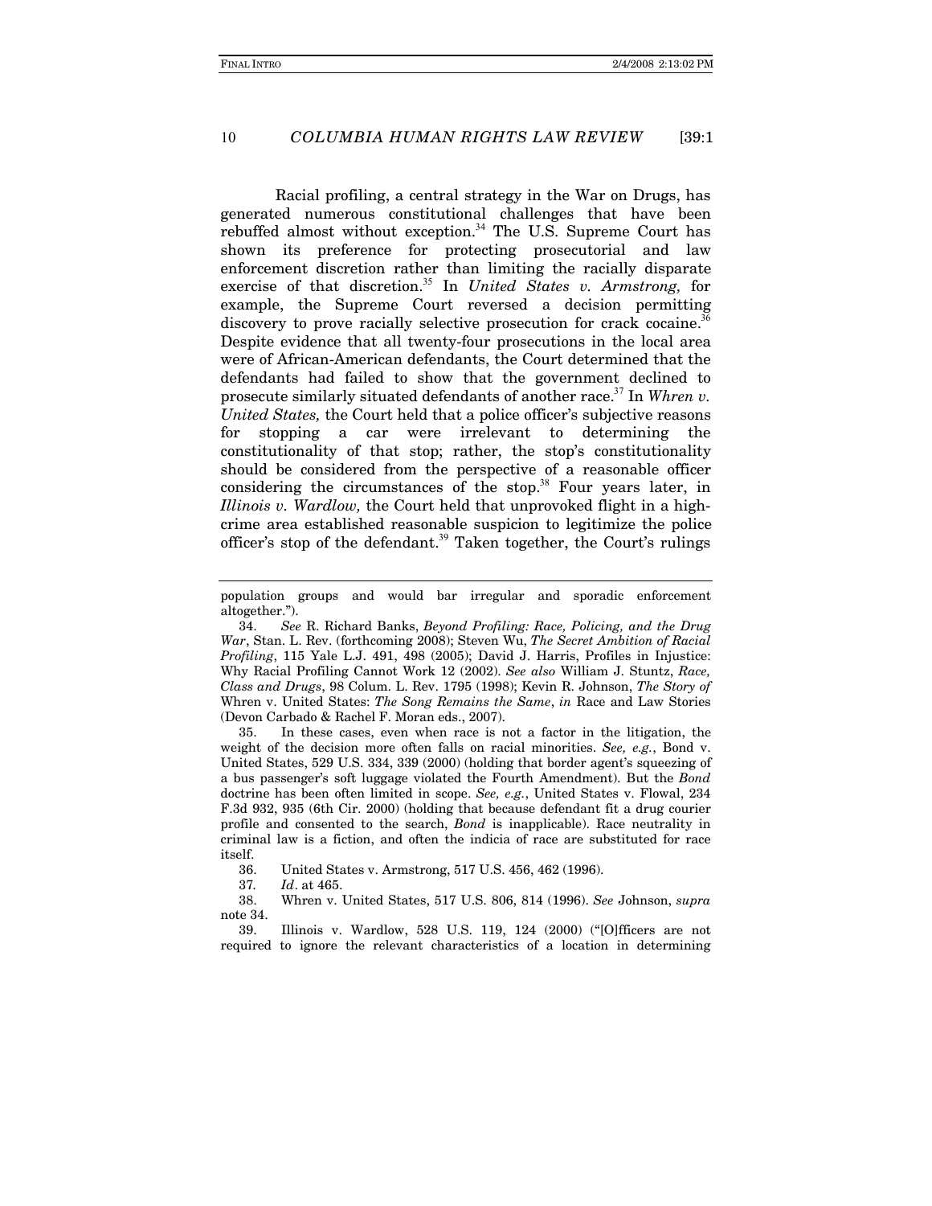Racial profiling, a central strategy in the War on Drugs, has generated numerous constitutional challenges that have been rebuffed almost without exception.[34] The U.S. Supreme Court has shown its preference for protecting prosecutorial and law enforcement discretion rather than limiting the racially disparate exercise of that discretion.[35] In *United States v. Armstrong,* for example, the Supreme Court reversed a decision permitting discovery to prove racially selective prosecution for crack cocaine.[36] Despite evidence that all twenty-four prosecutions in the local area were of African-American defendants, the Court determined that the defendants had failed to show that the government declined to prosecute similarly situated defendants of another race.[37] In *Whren v. United States,* the Court held that a police officer's subjective reasons for stopping a car were irrelevant to determining the constitutionality of that stop; rather, the stop's constitutionality should be considered from the perspective of a reasonable officer considering the circumstances of the stop.[38] Four years later, in *Illinois v. Wardlow,* the Court held that unprovoked flight in a high-crime area established reasonable suspicion to legitimize the police officer's stop of the defendant.[39] Taken together, the Court's rulings

---

population groups and would bar irregular and sporadic enforcement altogether.").

34. *See* R. Richard Banks, *Beyond Profiling: Race, Policing, and the Drug War*, Stan. L. Rev. (forthcoming 2008); Steven Wu, *The Secret Ambition of Racial Profiling*, 115 Yale L.J. 491, 498 (2005); David J. Harris, Profiles in Injustice: Why Racial Profiling Cannot Work 12 (2002). *See also* William J. Stuntz, *Race, Class and Drugs*, 98 Colum. L. Rev. 1795 (1998); Kevin R. Johnson, *The Story of* Whren v. United States: *The Song Remains the Same*, *in* Race and Law Stories (Devon Carbado & Rachel F. Moran eds., 2007).

35. In these cases, even when race is not a factor in the litigation, the weight of the decision more often falls on racial minorities. *See, e.g.*, Bond v. United States, 529 U.S. 334, 339 (2000) (holding that border agent's squeezing of a bus passenger's soft luggage violated the Fourth Amendment). But the *Bond* doctrine has been often limited in scope. *See, e.g.*, United States v. Flowal, 234 F.3d 932, 935 (6th Cir. 2000) (holding that because defendant fit a drug courier profile and consented to the search, *Bond* is inapplicable). Race neutrality in criminal law is a fiction, and often the indicia of race are substituted for race itself.

36. United States v. Armstrong, 517 U.S. 456, 462 (1996).

37. *Id*. at 465.

38. Whren v. United States, 517 U.S. 806, 814 (1996). *See* Johnson, *supra* note 34.

39. Illinois v. Wardlow, 528 U.S. 119, 124 (2000) ("[O]fficers are not required to ignore the relevant characteristics of a location in determining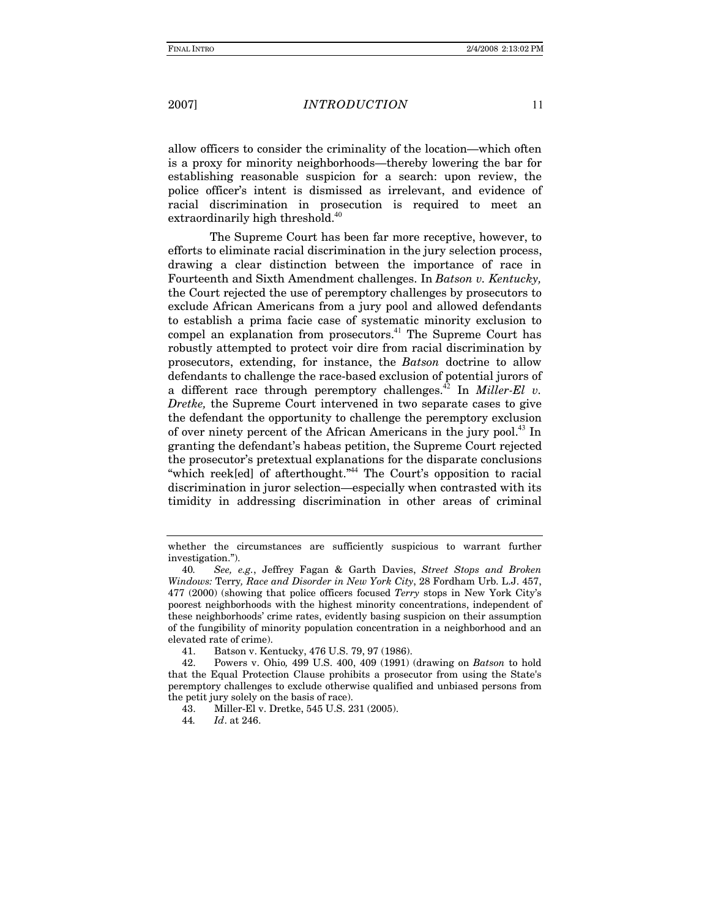allow officers to consider the criminality of the location—which often is a proxy for minority neighborhoods—thereby lowering the bar for establishing reasonable suspicion for a search: upon review, the police officer's intent is dismissed as irrelevant, and evidence of racial discrimination in prosecution is required to meet an extraordinarily high threshold.[40]

The Supreme Court has been far more receptive, however, to efforts to eliminate racial discrimination in the jury selection process, drawing a clear distinction between the importance of race in Fourteenth and Sixth Amendment challenges. In *Batson v. Kentucky,* the Court rejected the use of peremptory challenges by prosecutors to exclude African Americans from a jury pool and allowed defendants to establish a prima facie case of systematic minority exclusion to compel an explanation from prosecutors.[41] The Supreme Court has robustly attempted to protect voir dire from racial discrimination by prosecutors, extending, for instance, the *Batson* doctrine to allow defendants to challenge the race-based exclusion of potential jurors of a different race through peremptory challenges.[42] In *Miller-El v. Dretke,* the Supreme Court intervened in two separate cases to give the defendant the opportunity to challenge the peremptory exclusion of over ninety percent of the African Americans in the jury pool.[43] In granting the defendant's habeas petition, the Supreme Court rejected the prosecutor's pretextual explanations for the disparate conclusions "which reek[ed] of afterthought."[44] The Court's opposition to racial discrimination in juror selection—especially when contrasted with its timidity in addressing discrimination in other areas of criminal

---

whether the circumstances are sufficiently suspicious to warrant further investigation.").

40. *See, e.g.*, Jeffrey Fagan & Garth Davies, *Street Stops and Broken Windows:* Terry*, Race and Disorder in New York City*, 28 Fordham Urb. L.J. 457, 477 (2000) (showing that police officers focused *Terry* stops in New York City's poorest neighborhoods with the highest minority concentrations, independent of these neighborhoods' crime rates, evidently basing suspicion on their assumption of the fungibility of minority population concentration in a neighborhood and an elevated rate of crime).

41. Batson v. Kentucky, 476 U.S. 79, 97 (1986).

42. Powers v. Ohio*,* 499 U.S. 400, 409 (1991) (drawing on *Batson* to hold that the Equal Protection Clause prohibits a prosecutor from using the State's peremptory challenges to exclude otherwise qualified and unbiased persons from the petit jury solely on the basis of race).

43. Miller-El v. Dretke, 545 U.S. 231 (2005).

44. *Id*. at 246.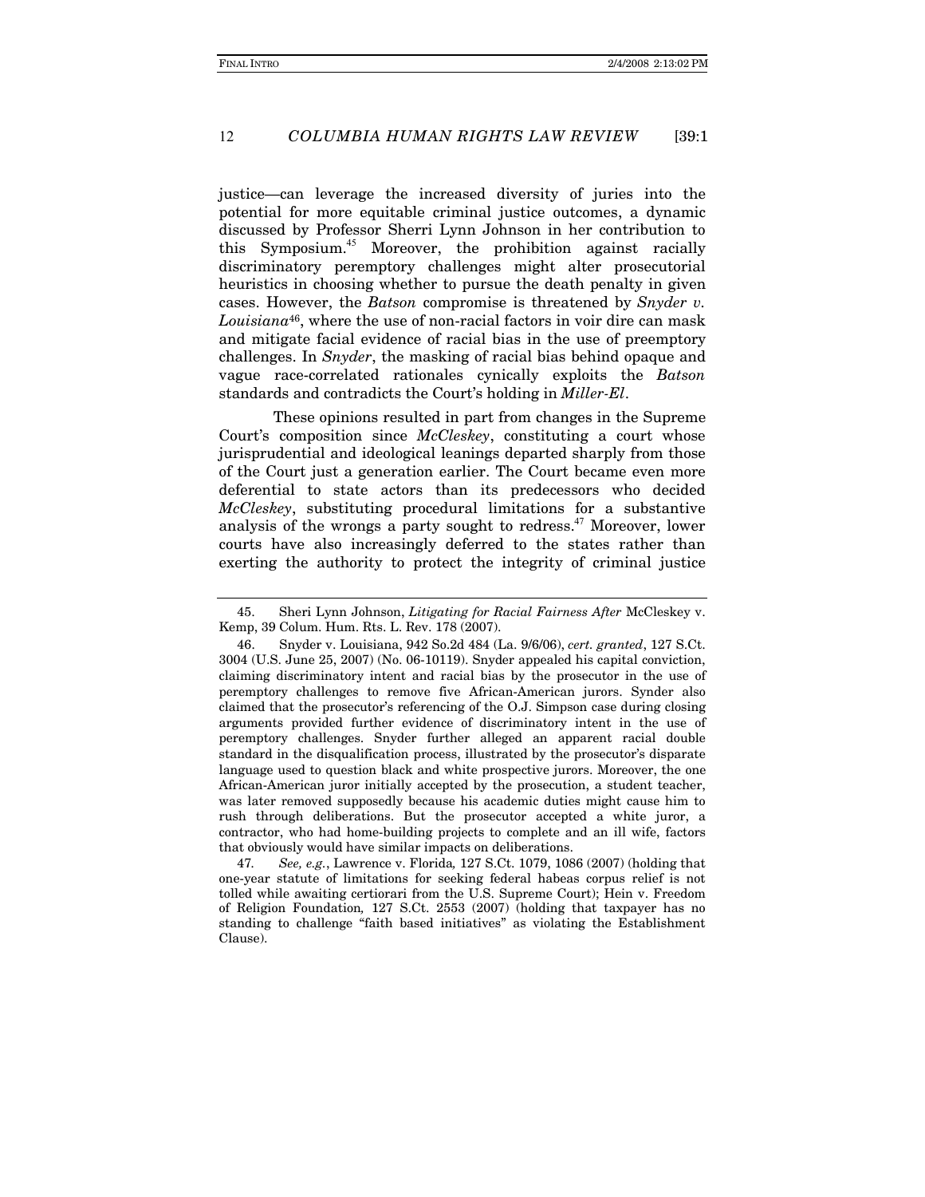justice—can leverage the increased diversity of juries into the potential for more equitable criminal justice outcomes, a dynamic discussed by Professor Sherri Lynn Johnson in her contribution to this Symposium.[45] Moreover, the prohibition against racially discriminatory peremptory challenges might alter prosecutorial heuristics in choosing whether to pursue the death penalty in given cases. However, the *Batson* compromise is threatened by *Snyder v. Louisiana*[46], where the use of non-racial factors in voir dire can mask and mitigate facial evidence of racial bias in the use of preemptory challenges. In *Snyder*, the masking of racial bias behind opaque and vague race-correlated rationales cynically exploits the *Batson* standards and contradicts the Court's holding in *Miller-El*.

These opinions resulted in part from changes in the Supreme Court's composition since *McCleskey*, constituting a court whose jurisprudential and ideological leanings departed sharply from those of the Court just a generation earlier. The Court became even more deferential to state actors than its predecessors who decided *McCleskey*, substituting procedural limitations for a substantive analysis of the wrongs a party sought to redress.[47] Moreover, lower courts have also increasingly deferred to the states rather than exerting the authority to protect the integrity of criminal justice

---

45. Sheri Lynn Johnson, *Litigating for Racial Fairness After* McCleskey v. Kemp, 39 Colum. Hum. Rts. L. Rev. 178 (2007).

46. Snyder v. Louisiana, 942 So.2d 484 (La. 9/6/06), *cert. granted*, 127 S.Ct. 3004 (U.S. June 25, 2007) (No. 06-10119). Snyder appealed his capital conviction, claiming discriminatory intent and racial bias by the prosecutor in the use of peremptory challenges to remove five African-American jurors. Synder also claimed that the prosecutor's referencing of the O.J. Simpson case during closing arguments provided further evidence of discriminatory intent in the use of peremptory challenges. Snyder further alleged an apparent racial double standard in the disqualification process, illustrated by the prosecutor's disparate language used to question black and white prospective jurors. Moreover, the one African-American juror initially accepted by the prosecution, a student teacher, was later removed supposedly because his academic duties might cause him to rush through deliberations. But the prosecutor accepted a white juror, a contractor, who had home-building projects to complete and an ill wife, factors that obviously would have similar impacts on deliberations.

47. *See, e.g.*, Lawrence v. Florida, 127 S.Ct. 1079, 1086 (2007) (holding that one-year statute of limitations for seeking federal habeas corpus relief is not tolled while awaiting certiorari from the U.S. Supreme Court); Hein v. Freedom of Religion Foundation, 127 S.Ct. 2553 (2007) (holding that taxpayer has no standing to challenge "faith based initiatives" as violating the Establishment Clause).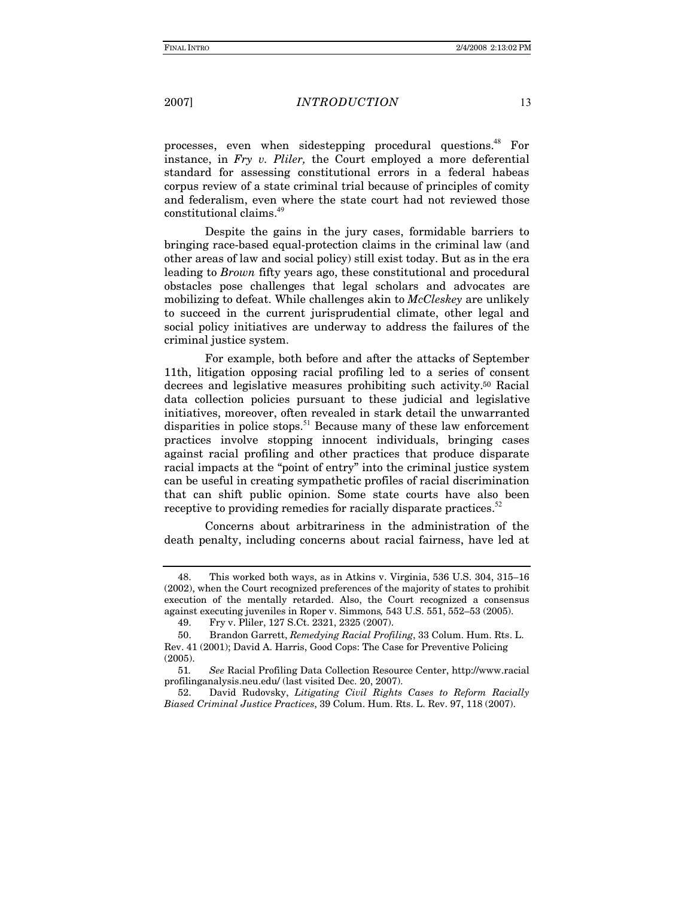processes, even when sidestepping procedural questions.[48] For instance, in *Fry v. Pliler,* the Court employed a more deferential standard for assessing constitutional errors in a federal habeas corpus review of a state criminal trial because of principles of comity and federalism, even where the state court had not reviewed those constitutional claims.[49]

Despite the gains in the jury cases, formidable barriers to bringing race-based equal-protection claims in the criminal law (and other areas of law and social policy) still exist today. But as in the era leading to *Brown* fifty years ago, these constitutional and procedural obstacles pose challenges that legal scholars and advocates are mobilizing to defeat. While challenges akin to *McCleskey* are unlikely to succeed in the current jurisprudential climate, other legal and social policy initiatives are underway to address the failures of the criminal justice system.

For example, both before and after the attacks of September 11th, litigation opposing racial profiling led to a series of consent decrees and legislative measures prohibiting such activity.[50] Racial data collection policies pursuant to these judicial and legislative initiatives, moreover, often revealed in stark detail the unwarranted disparities in police stops.[51] Because many of these law enforcement practices involve stopping innocent individuals, bringing cases against racial profiling and other practices that produce disparate racial impacts at the "point of entry" into the criminal justice system can be useful in creating sympathetic profiles of racial discrimination that can shift public opinion. Some state courts have also been receptive to providing remedies for racially disparate practices.[52]

Concerns about arbitrariness in the administration of the death penalty, including concerns about racial fairness, have led at

---

48. This worked both ways, as in Atkins v. Virginia, 536 U.S. 304, 315–16 (2002), when the Court recognized preferences of the majority of states to prohibit execution of the mentally retarded. Also, the Court recognized a consensus against executing juveniles in Roper v. Simmons*,* 543 U.S. 551, 552–53 (2005).

49. Fry v. Pliler, 127 S.Ct. 2321, 2325 (2007).

50. Brandon Garrett, *Remedying Racial Profiling*, 33 Colum. Hum. Rts. L. Rev. 41 (2001); David A. Harris, Good Cops: The Case for Preventive Policing (2005).

51. *See* Racial Profiling Data Collection Resource Center, http://www.racialprofilinganalysis.neu.edu/ (last visited Dec. 20, 2007).

52. David Rudovsky, *Litigating Civil Rights Cases to Reform Racially Biased Criminal Justice Practices*, 39 Colum. Hum. Rts. L. Rev. 97, 118 (2007).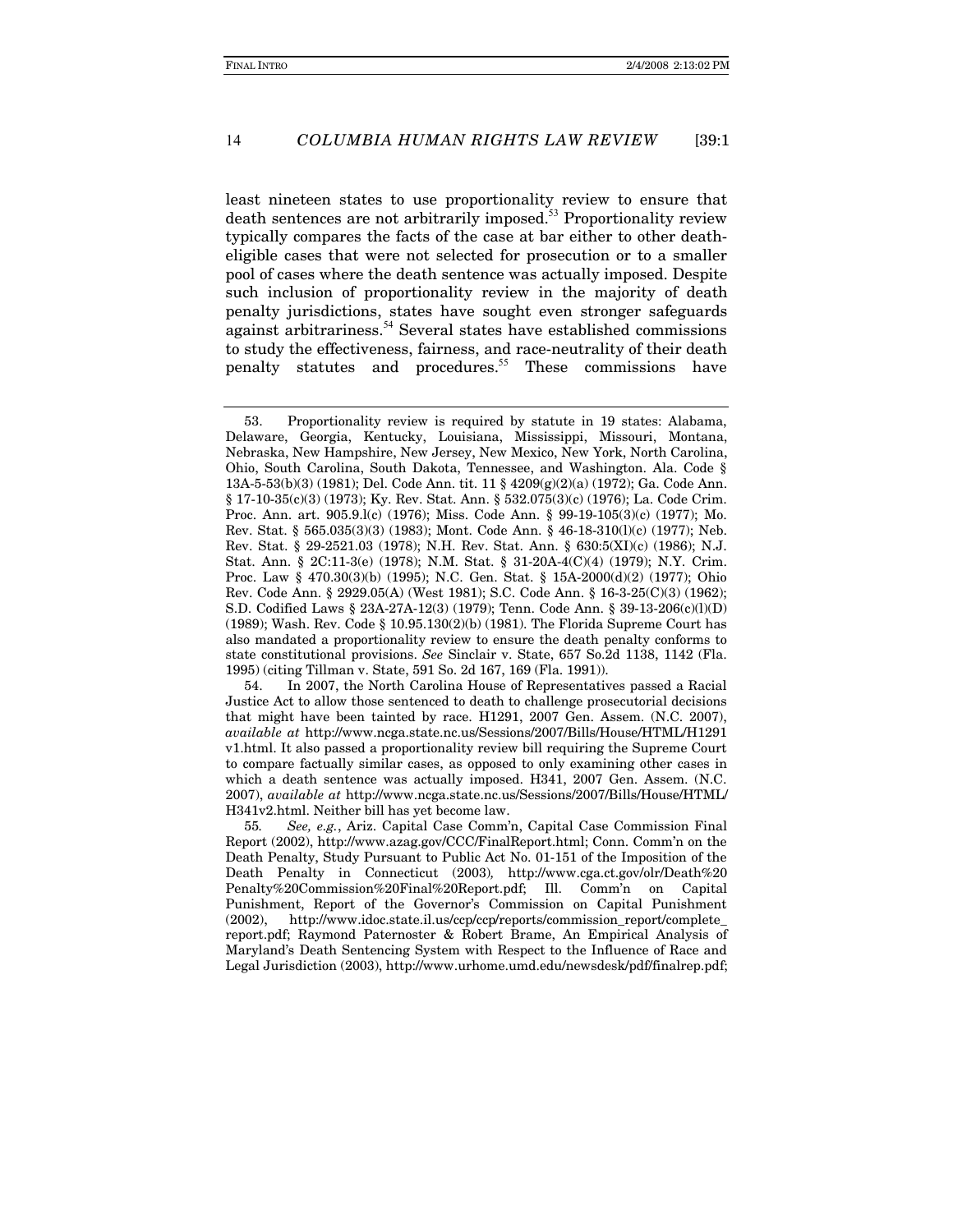least nineteen states to use proportionality review to ensure that death sentences are not arbitrarily imposed.[53] Proportionality review typically compares the facts of the case at bar either to other death-eligible cases that were not selected for prosecution or to a smaller pool of cases where the death sentence was actually imposed. Despite such inclusion of proportionality review in the majority of death penalty jurisdictions, states have sought even stronger safeguards against arbitrariness.[54] Several states have established commissions to study the effectiveness, fairness, and race-neutrality of their death penalty statutes and procedures.[55] These commissions have

---

53. Proportionality review is required by statute in 19 states: Alabama, Delaware, Georgia, Kentucky, Louisiana, Mississippi, Missouri, Montana, Nebraska, New Hampshire, New Jersey, New Mexico, New York, North Carolina, Ohio, South Carolina, South Dakota, Tennessee, and Washington. Ala. Code § 13A-5-53(b)(3) (1981); Del. Code Ann. tit. 11 § 4209(g)(2)(a) (1972); Ga. Code Ann. § 17-10-35(c)(3) (1973); Ky. Rev. Stat. Ann. § 532.075(3)(c) (1976); La. Code Crim. Proc. Ann. art. 905.9.l(c) (1976); Miss. Code Ann. § 99-19-105(3)(c) (1977); Mo. Rev. Stat. § 565.035(3)(3) (1983); Mont. Code Ann. § 46-18-310(l)(c) (1977); Neb. Rev. Stat. § 29-2521.03 (1978); N.H. Rev. Stat. Ann. § 630:5(XI)(c) (1986); N.J. Stat. Ann. § 2C:11-3(e) (1978); N.M. Stat. § 31-20A-4(C)(4) (1979); N.Y. Crim. Proc. Law § 470.30(3)(b) (1995); N.C. Gen. Stat. § 15A-2000(d)(2) (1977); Ohio Rev. Code Ann. § 2929.05(A) (West 1981); S.C. Code Ann. § 16-3-25(C)(3) (1962); S.D. Codified Laws § 23A-27A-12(3) (1979); Tenn. Code Ann. § 39-13-206(c)(l)(D) (1989); Wash. Rev. Code § 10.95.130(2)(b) (1981). The Florida Supreme Court has also mandated a proportionality review to ensure the death penalty conforms to state constitutional provisions. *See* Sinclair v. State, 657 So.2d 1138, 1142 (Fla. 1995) (citing Tillman v. State, 591 So. 2d 167, 169 (Fla. 1991)).

54. In 2007, the North Carolina House of Representatives passed a Racial Justice Act to allow those sentenced to death to challenge prosecutorial decisions that might have been tainted by race. H1291, 2007 Gen. Assem. (N.C. 2007), *available at* http://www.ncga.state.nc.us/Sessions/2007/Bills/House/HTML/H1291v1.html. It also passed a proportionality review bill requiring the Supreme Court to compare factually similar cases, as opposed to only examining other cases in which a death sentence was actually imposed. H341, 2007 Gen. Assem. (N.C. 2007), *available at* http://www.ncga.state.nc.us/Sessions/2007/Bills/House/HTML/H341v2.html. Neither bill has yet become law.

55. *See, e.g.*, Ariz. Capital Case Comm'n, Capital Case Commission Final Report (2002), http://www.azag.gov/CCC/FinalReport.html; Conn. Comm'n on the Death Penalty, Study Pursuant to Public Act No. 01-151 of the Imposition of the Death Penalty in Connecticut (2003), http://www.cga.ct.gov/olr/Death%20Penalty%20Commission%20Final%20Report.pdf; Ill. Comm'n on Capital Punishment, Report of the Governor's Commission on Capital Punishment (2002), http://www.idoc.state.il.us/ccp/ccp/reports/commission_report/complete_report.pdf; Raymond Paternoster & Robert Brame, An Empirical Analysis of Maryland's Death Sentencing System with Respect to the Influence of Race and Legal Jurisdiction (2003), http://www.urhome.umd.edu/newsdesk/pdf/finalrep.pdf;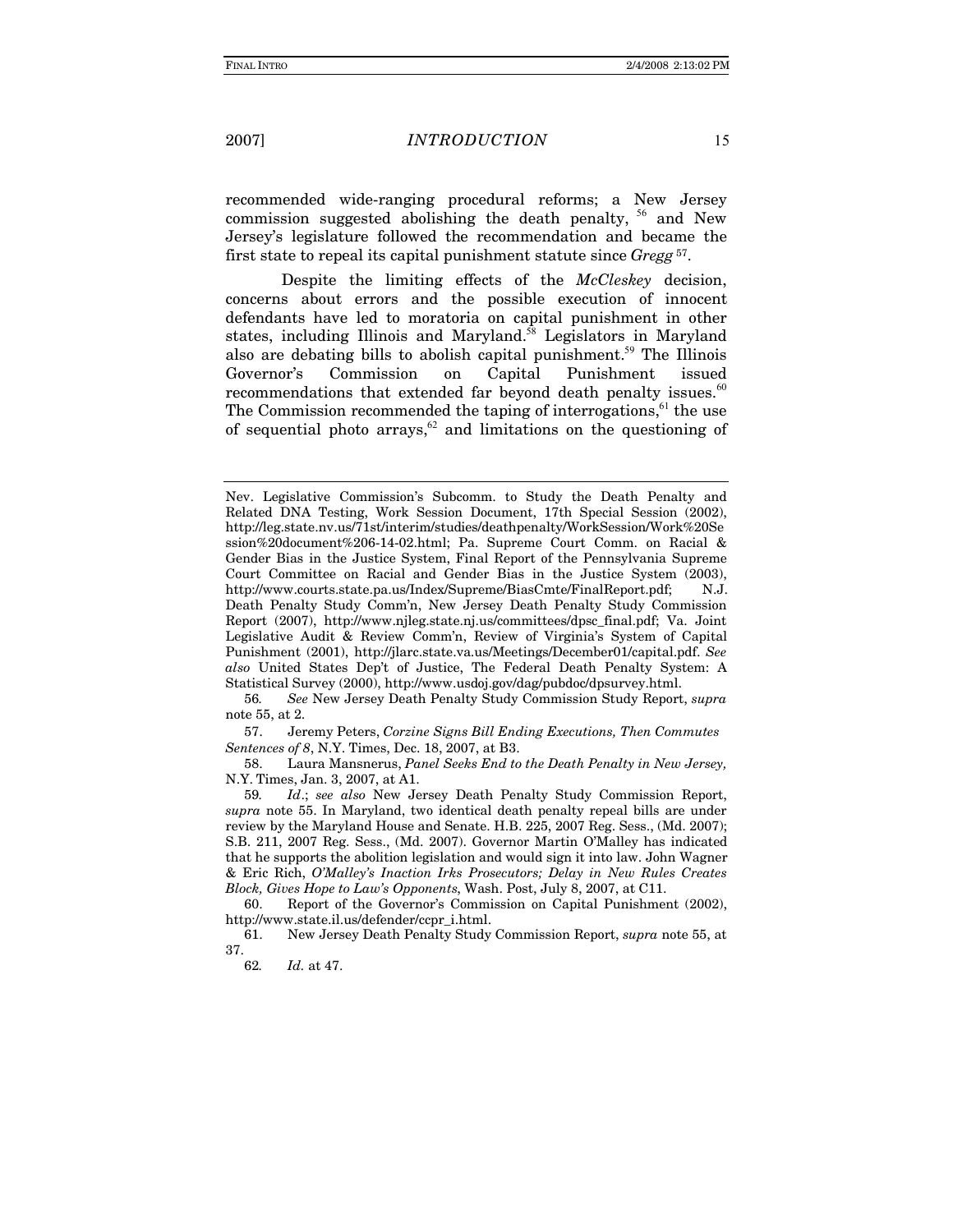recommended wide-ranging procedural reforms; a New Jersey commission suggested abolishing the death penalty, [56] and New Jersey's legislature followed the recommendation and became the first state to repeal its capital punishment statute since *Gregg* [57].

Despite the limiting effects of the *McCleskey* decision, concerns about errors and the possible execution of innocent defendants have led to moratoria on capital punishment in other states, including Illinois and Maryland.[58] Legislators in Maryland also are debating bills to abolish capital punishment.[59] The Illinois Governor's Commission on Capital Punishment issued recommendations that extended far beyond death penalty issues.[60] The Commission recommended the taping of interrogations,[61] the use of sequential photo arrays,[62] and limitations on the questioning of

---

Nev. Legislative Commission's Subcomm. to Study the Death Penalty and Related DNA Testing, Work Session Document, 17th Special Session (2002), http://leg.state.nv.us/71st/interim/studies/deathpenalty/WorkSession/Work%20Session%20document%206-14-02.html; Pa. Supreme Court Comm. on Racial & Gender Bias in the Justice System, Final Report of the Pennsylvania Supreme Court Committee on Racial and Gender Bias in the Justice System (2003), http://www.courts.state.pa.us/Index/Supreme/BiasCmte/FinalReport.pdf; N.J. Death Penalty Study Comm'n, New Jersey Death Penalty Study Commission Report (2007), http://www.njleg.state.nj.us/committees/dpsc_final.pdf; Va. Joint Legislative Audit & Review Comm'n, Review of Virginia's System of Capital Punishment (2001), http://jlarc.state.va.us/Meetings/December01/capital.pdf. *See also* United States Dep't of Justice, The Federal Death Penalty System: A Statistical Survey (2000), http://www.usdoj.gov/dag/pubdoc/dpsurvey.html.

56. *See* New Jersey Death Penalty Study Commission Study Report, *supra* note 55, at 2.

57. Jeremy Peters, *Corzine Signs Bill Ending Executions, Then Commutes Sentences of 8*, N.Y. Times, Dec. 18, 2007, at B3.

58. Laura Mansnerus, *Panel Seeks End to the Death Penalty in New Jersey,* N.Y. Times, Jan. 3, 2007, at A1.

59. *Id*.; *see also* New Jersey Death Penalty Study Commission Report, *supra* note 55. In Maryland, two identical death penalty repeal bills are under review by the Maryland House and Senate. H.B. 225, 2007 Reg. Sess., (Md. 2007); S.B. 211, 2007 Reg. Sess., (Md. 2007). Governor Martin O'Malley has indicated that he supports the abolition legislation and would sign it into law. John Wagner & Eric Rich, *O'Malley's Inaction Irks Prosecutors; Delay in New Rules Creates Block, Gives Hope to Law's Opponents*, Wash. Post, July 8, 2007, at C11.

60. Report of the Governor's Commission on Capital Punishment (2002), http://www.state.il.us/defender/ccpr_i.html.

61. New Jersey Death Penalty Study Commission Report, *supra* note 55, at 37.

62. *Id.* at 47.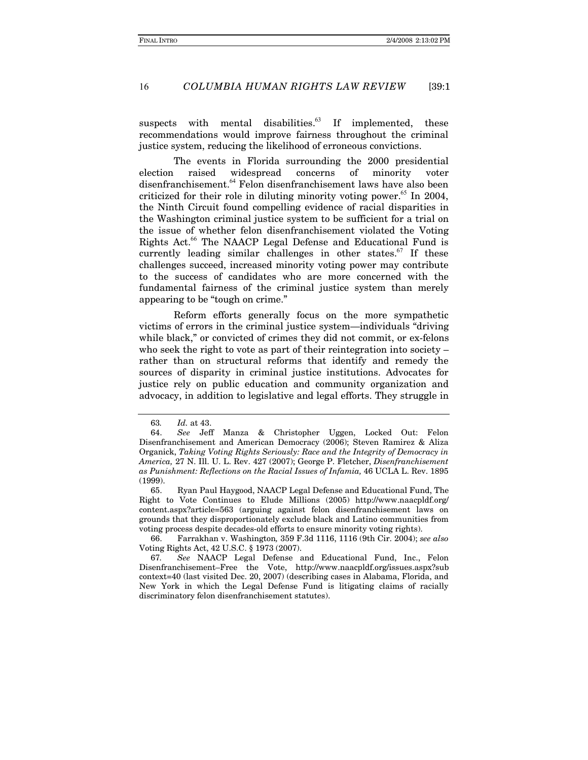suspects with mental disabilities.[63] If implemented, these recommendations would improve fairness throughout the criminal justice system, reducing the likelihood of erroneous convictions.

The events in Florida surrounding the 2000 presidential election raised widespread concerns of minority voter disenfranchisement.[64] Felon disenfranchisement laws have also been criticized for their role in diluting minority voting power.[65] In 2004, the Ninth Circuit found compelling evidence of racial disparities in the Washington criminal justice system to be sufficient for a trial on the issue of whether felon disenfranchisement violated the Voting Rights Act.[66] The NAACP Legal Defense and Educational Fund is currently leading similar challenges in other states.[67] If these challenges succeed, increased minority voting power may contribute to the success of candidates who are more concerned with the fundamental fairness of the criminal justice system than merely appearing to be "tough on crime."

Reform efforts generally focus on the more sympathetic victims of errors in the criminal justice system—individuals "driving while black," or convicted of crimes they did not commit, or ex-felons who seek the right to vote as part of their reintegration into society – rather than on structural reforms that identify and remedy the sources of disparity in criminal justice institutions. Advocates for justice rely on public education and community organization and advocacy, in addition to legislative and legal efforts. They struggle in

---

63. *Id.* at 43.

64. *See* Jeff Manza & Christopher Uggen, Locked Out: Felon Disenfranchisement and American Democracy (2006); Steven Ramirez & Aliza Organick, *Taking Voting Rights Seriously: Race and the Integrity of Democracy in America,* 27 N. Ill. U. L. Rev. 427 (2007); George P. Fletcher, *Disenfranchisement as Punishment: Reflections on the Racial Issues of Infamia,* 46 UCLA L. Rev. 1895 (1999).

65. Ryan Paul Haygood, NAACP Legal Defense and Educational Fund, The Right to Vote Continues to Elude Millions (2005) http://www.naacpldf.org/content.aspx?article=563 (arguing against felon disenfranchisement laws on grounds that they disproportionately exclude black and Latino communities from voting process despite decades-old efforts to ensure minority voting rights).

66. Farrakhan v. Washington*,* 359 F.3d 1116, 1116 (9th Cir. 2004); *see also* Voting Rights Act, 42 U.S.C. § 1973 (2007).

67. *See* NAACP Legal Defense and Educational Fund, Inc., Felon Disenfranchisement–Free the Vote, http://www.naacpldf.org/issues.aspx?subcontext=40 (last visited Dec. 20, 2007) (describing cases in Alabama, Florida, and New York in which the Legal Defense Fund is litigating claims of racially discriminatory felon disenfranchisement statutes).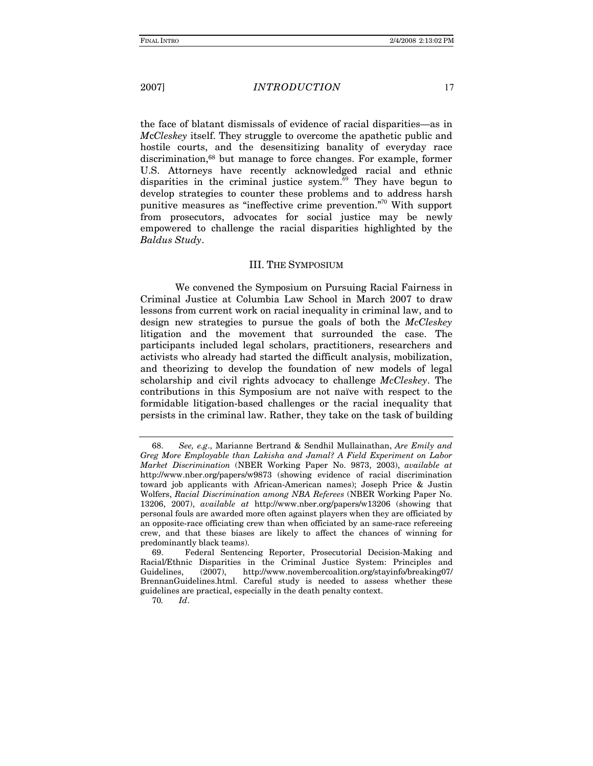the face of blatant dismissals of evidence of racial disparities—as in *McCleskey* itself. They struggle to overcome the apathetic public and hostile courts, and the desensitizing banality of everyday race discrimination,[68] but manage to force changes. For example, former U.S. Attorneys have recently acknowledged racial and ethnic disparities in the criminal justice system.[69] They have begun to develop strategies to counter these problems and to address harsh punitive measures as "ineffective crime prevention."[70] With support from prosecutors, advocates for social justice may be newly empowered to challenge the racial disparities highlighted by the *Baldus Study*.

## III. THE SYMPOSIUM

We convened the Symposium on Pursuing Racial Fairness in Criminal Justice at Columbia Law School in March 2007 to draw lessons from current work on racial inequality in criminal law, and to design new strategies to pursue the goals of both the *McCleskey* litigation and the movement that surrounded the case. The participants included legal scholars, practitioners, researchers and activists who already had started the difficult analysis, mobilization, and theorizing to develop the foundation of new models of legal scholarship and civil rights advocacy to challenge *McCleskey*. The contributions in this Symposium are not naïve with respect to the formidable litigation-based challenges or the racial inequality that persists in the criminal law. Rather, they take on the task of building

---

68. *See, e.g*., Marianne Bertrand & Sendhil Mullainathan, *Are Emily and Greg More Employable than Lakisha and Jamal? A Field Experiment on Labor Market Discrimination* (NBER Working Paper No. 9873, 2003), *available at* http://www.nber.org/papers/w9873 (showing evidence of racial discrimination toward job applicants with African-American names); Joseph Price & Justin Wolfers, *Racial Discrimination among NBA Referees* (NBER Working Paper No. 13206, 2007), *available at* http://www.nber.org/papers/w13206 (showing that personal fouls are awarded more often against players when they are officiated by an opposite-race officiating crew than when officiated by an same-race refereeing crew, and that these biases are likely to affect the chances of winning for predominantly black teams).

69. Federal Sentencing Reporter, Prosecutorial Decision-Making and Racial/Ethnic Disparities in the Criminal Justice System: Principles and Guidelines, (2007), http://www.novembercoalition.org/stayinfo/breaking07/BrennanGuidelines.html. Careful study is needed to assess whether these guidelines are practical, especially in the death penalty context.

70. *Id*.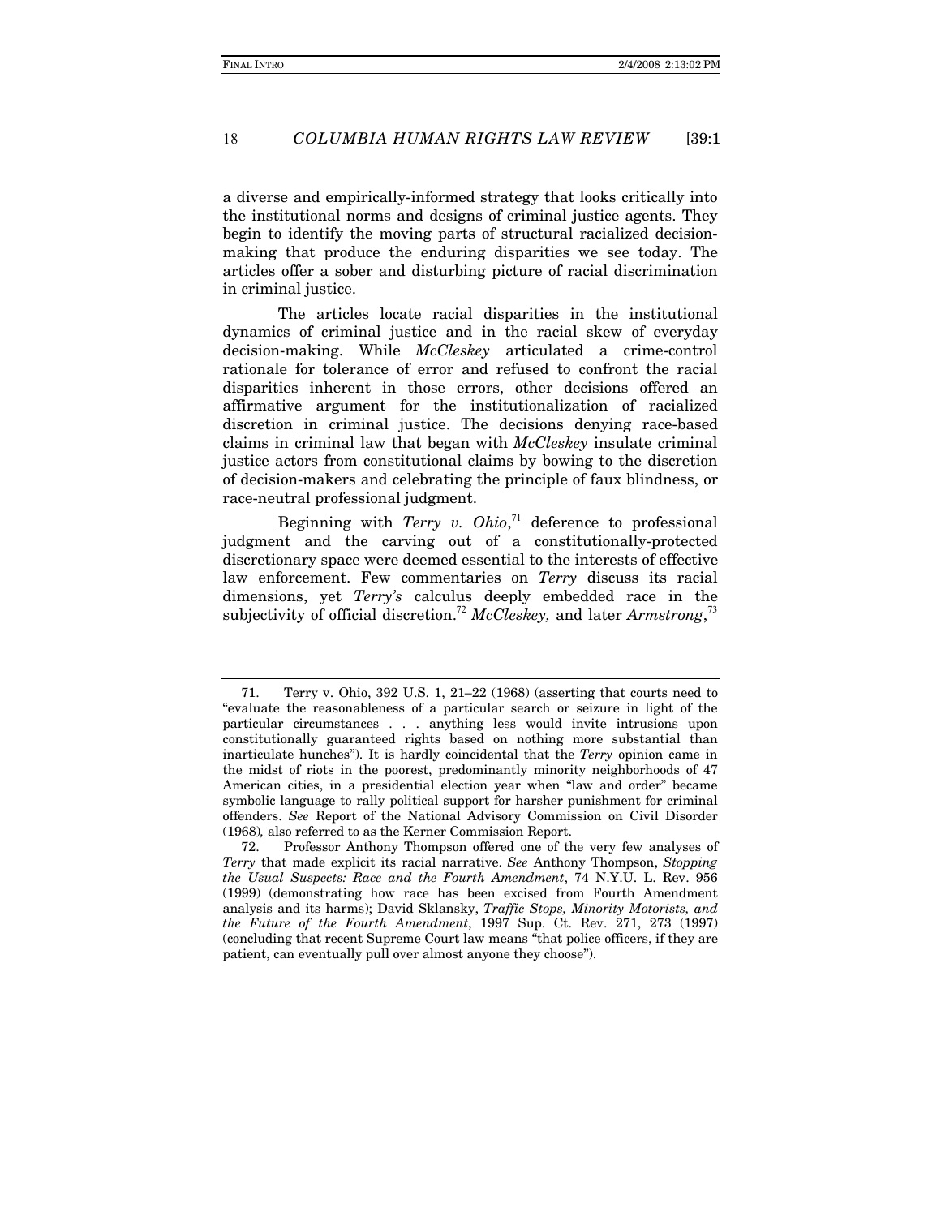a diverse and empirically-informed strategy that looks critically into the institutional norms and designs of criminal justice agents. They begin to identify the moving parts of structural racialized decision-making that produce the enduring disparities we see today. The articles offer a sober and disturbing picture of racial discrimination in criminal justice.

The articles locate racial disparities in the institutional dynamics of criminal justice and in the racial skew of everyday decision-making. While *McCleskey* articulated a crime-control rationale for tolerance of error and refused to confront the racial disparities inherent in those errors, other decisions offered an affirmative argument for the institutionalization of racialized discretion in criminal justice. The decisions denying race-based claims in criminal law that began with *McCleskey* insulate criminal justice actors from constitutional claims by bowing to the discretion of decision-makers and celebrating the principle of faux blindness, or race-neutral professional judgment.

Beginning with *Terry v. Ohio*,[71] deference to professional judgment and the carving out of a constitutionally-protected discretionary space were deemed essential to the interests of effective law enforcement. Few commentaries on *Terry* discuss its racial dimensions, yet *Terry's* calculus deeply embedded race in the subjectivity of official discretion.[72] *McCleskey,* and later *Armstrong*,[73]

---

71. Terry v. Ohio, 392 U.S. 1, 21–22 (1968) (asserting that courts need to "evaluate the reasonableness of a particular search or seizure in light of the particular circumstances . . . anything less would invite intrusions upon constitutionally guaranteed rights based on nothing more substantial than inarticulate hunches"). It is hardly coincidental that the *Terry* opinion came in the midst of riots in the poorest, predominantly minority neighborhoods of 47 American cities, in a presidential election year when "law and order" became symbolic language to rally political support for harsher punishment for criminal offenders. *See* Report of the National Advisory Commission on Civil Disorder (1968)*,* also referred to as the Kerner Commission Report.

72. Professor Anthony Thompson offered one of the very few analyses of *Terry* that made explicit its racial narrative. *See* Anthony Thompson, *Stopping the Usual Suspects: Race and the Fourth Amendment*, 74 N.Y.U. L. Rev. 956 (1999) (demonstrating how race has been excised from Fourth Amendment analysis and its harms); David Sklansky, *Traffic Stops, Minority Motorists, and the Future of the Fourth Amendment*, 1997 Sup. Ct. Rev. 271, 273 (1997) (concluding that recent Supreme Court law means "that police officers, if they are patient, can eventually pull over almost anyone they choose").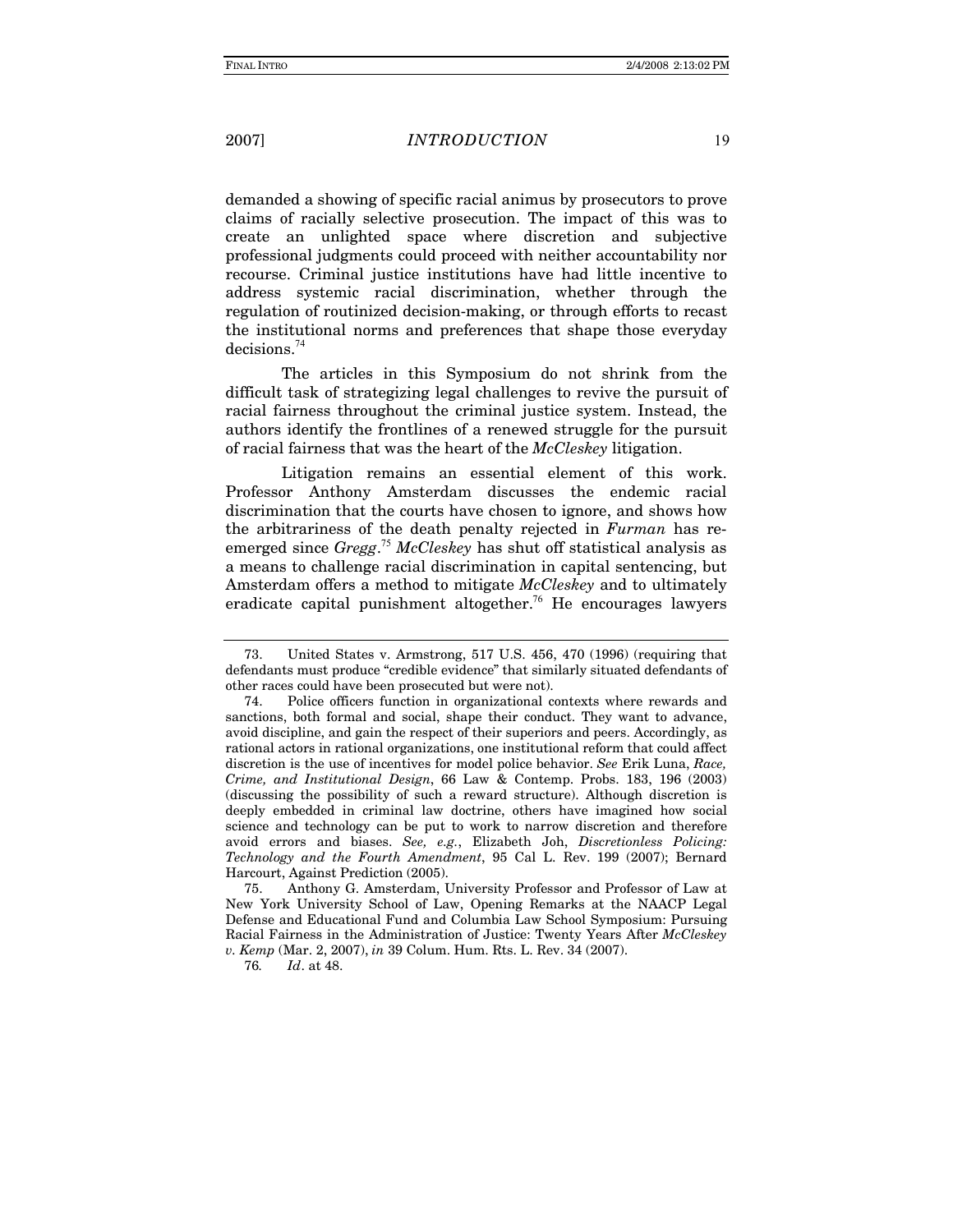demanded a showing of specific racial animus by prosecutors to prove claims of racially selective prosecution. The impact of this was to create an unlighted space where discretion and subjective professional judgments could proceed with neither accountability nor recourse. Criminal justice institutions have had little incentive to address systemic racial discrimination, whether through the regulation of routinized decision-making, or through efforts to recast the institutional norms and preferences that shape those everyday decisions.[74]

The articles in this Symposium do not shrink from the difficult task of strategizing legal challenges to revive the pursuit of racial fairness throughout the criminal justice system. Instead, the authors identify the frontlines of a renewed struggle for the pursuit of racial fairness that was the heart of the *McCleskey* litigation.

Litigation remains an essential element of this work. Professor Anthony Amsterdam discusses the endemic racial discrimination that the courts have chosen to ignore, and shows how the arbitrariness of the death penalty rejected in *Furman* has re-emerged since *Gregg*.[75] *McCleskey* has shut off statistical analysis as a means to challenge racial discrimination in capital sentencing, but Amsterdam offers a method to mitigate *McCleskey* and to ultimately eradicate capital punishment altogether.[76] He encourages lawyers

---

73. United States v. Armstrong, 517 U.S. 456, 470 (1996) (requiring that defendants must produce "credible evidence" that similarly situated defendants of other races could have been prosecuted but were not).

74. Police officers function in organizational contexts where rewards and sanctions, both formal and social, shape their conduct. They want to advance, avoid discipline, and gain the respect of their superiors and peers. Accordingly, as rational actors in rational organizations, one institutional reform that could affect discretion is the use of incentives for model police behavior. *See* Erik Luna, *Race, Crime, and Institutional Design*, 66 Law & Contemp. Probs. 183, 196 (2003) (discussing the possibility of such a reward structure). Although discretion is deeply embedded in criminal law doctrine, others have imagined how social science and technology can be put to work to narrow discretion and therefore avoid errors and biases. *See, e.g.*, Elizabeth Joh, *Discretionless Policing: Technology and the Fourth Amendment*, 95 Cal L. Rev. 199 (2007); Bernard Harcourt, Against Prediction (2005).

75. Anthony G. Amsterdam, University Professor and Professor of Law at New York University School of Law, Opening Remarks at the NAACP Legal Defense and Educational Fund and Columbia Law School Symposium: Pursuing Racial Fairness in the Administration of Justice: Twenty Years After *McCleskey v. Kemp* (Mar. 2, 2007), *in* 39 Colum. Hum. Rts. L. Rev. 34 (2007).

76. *Id*. at 48.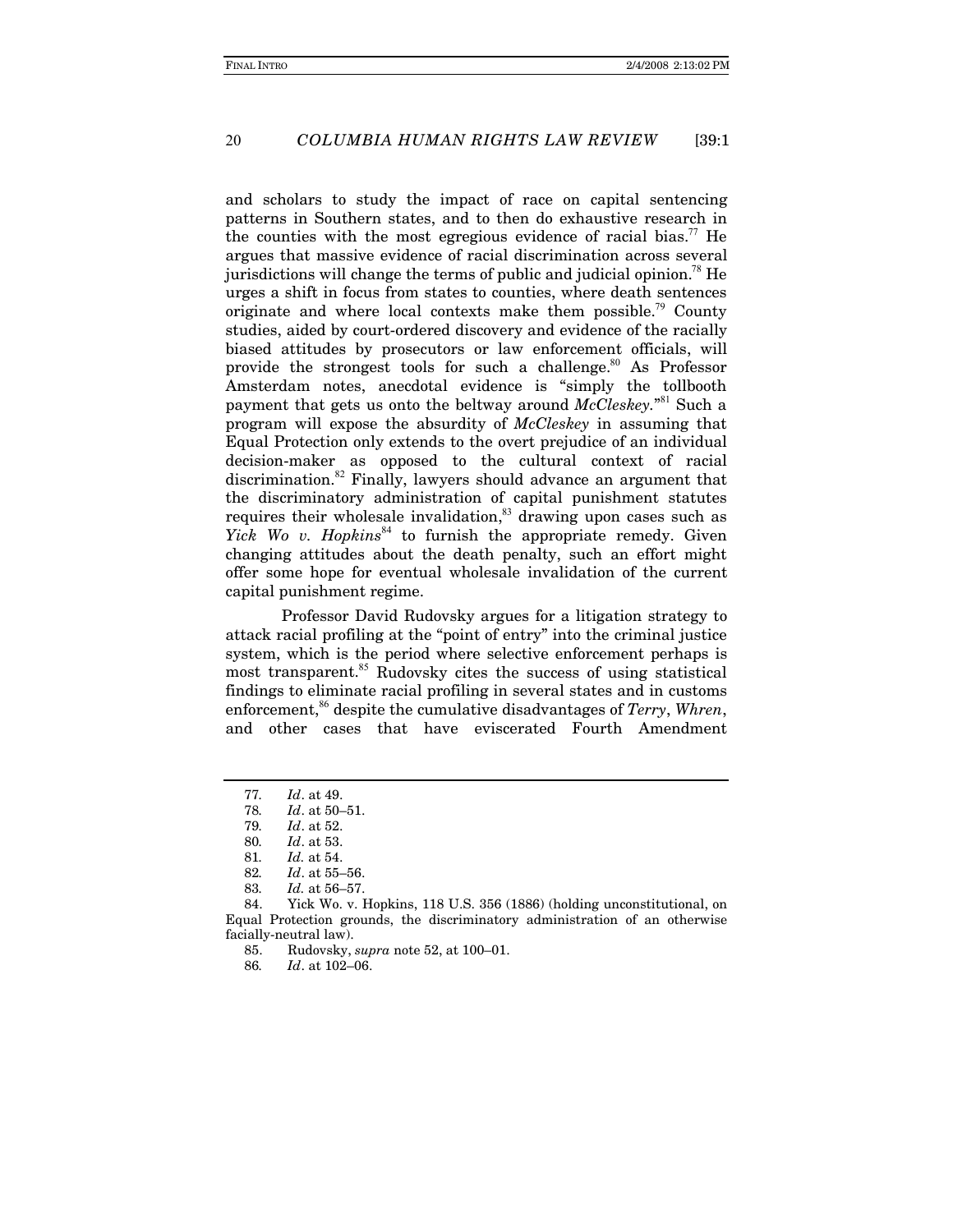and scholars to study the impact of race on capital sentencing patterns in Southern states, and to then do exhaustive research in the counties with the most egregious evidence of racial bias.[77] He argues that massive evidence of racial discrimination across several jurisdictions will change the terms of public and judicial opinion.[78] He urges a shift in focus from states to counties, where death sentences originate and where local contexts make them possible.[79] County studies, aided by court-ordered discovery and evidence of the racially biased attitudes by prosecutors or law enforcement officials, will provide the strongest tools for such a challenge.[80] As Professor Amsterdam notes, anecdotal evidence is "simply the tollbooth payment that gets us onto the beltway around *McCleskey*."[81] Such a program will expose the absurdity of *McCleskey* in assuming that Equal Protection only extends to the overt prejudice of an individual decision-maker as opposed to the cultural context of racial discrimination.[82] Finally, lawyers should advance an argument that the discriminatory administration of capital punishment statutes requires their wholesale invalidation,[83] drawing upon cases such as *Yick Wo v. Hopkins*[84] to furnish the appropriate remedy. Given changing attitudes about the death penalty, such an effort might offer some hope for eventual wholesale invalidation of the current capital punishment regime.

Professor David Rudovsky argues for a litigation strategy to attack racial profiling at the "point of entry" into the criminal justice system, which is the period where selective enforcement perhaps is most transparent.[85] Rudovsky cites the success of using statistical findings to eliminate racial profiling in several states and in customs enforcement,[86] despite the cumulative disadvantages of *Terry*, *Whren*, and other cases that have eviscerated Fourth Amendment

---

77. *Id*. at 49.
78. *Id*. at 50–51.
79. *Id*. at 52.
80. *Id*. at 53.
81. *Id.* at 54.
82. *Id*. at 55–56.
83. *Id.* at 56–57.
84. Yick Wo. v. Hopkins, 118 U.S. 356 (1886) (holding unconstitutional, on Equal Protection grounds, the discriminatory administration of an otherwise facially-neutral law).
85. Rudovsky, *supra* note 52, at 100–01.
86. *Id*. at 102–06.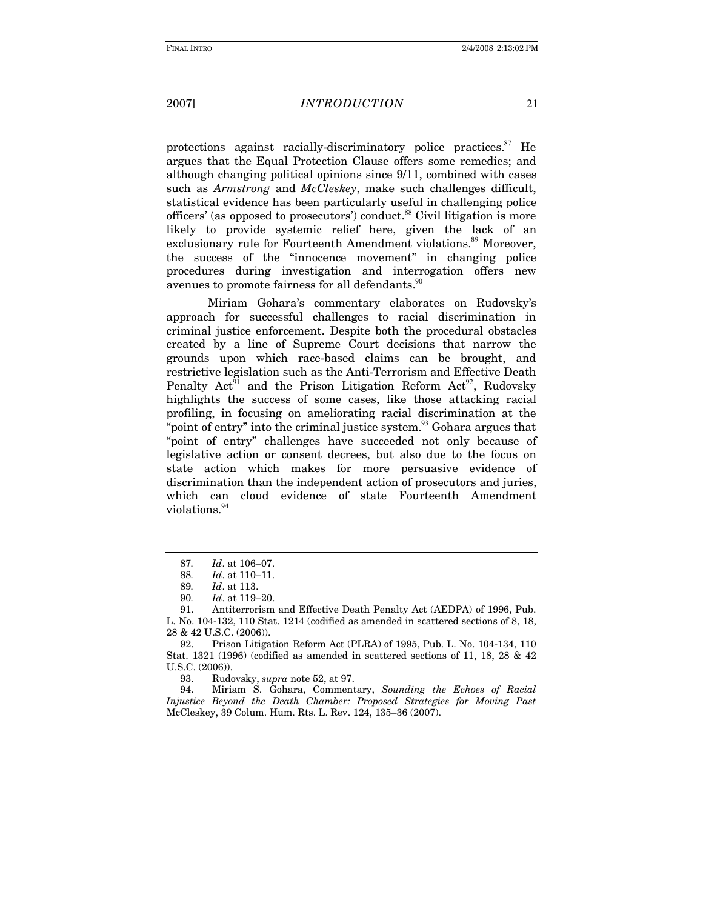protections against racially-discriminatory police practices.[87] He argues that the Equal Protection Clause offers some remedies; and although changing political opinions since 9/11, combined with cases such as *Armstrong* and *McCleskey*, make such challenges difficult, statistical evidence has been particularly useful in challenging police officers' (as opposed to prosecutors') conduct.[88] Civil litigation is more likely to provide systemic relief here, given the lack of an exclusionary rule for Fourteenth Amendment violations.[89] Moreover, the success of the "innocence movement" in changing police procedures during investigation and interrogation offers new avenues to promote fairness for all defendants.[90]

Miriam Gohara's commentary elaborates on Rudovsky's approach for successful challenges to racial discrimination in criminal justice enforcement. Despite both the procedural obstacles created by a line of Supreme Court decisions that narrow the grounds upon which race-based claims can be brought, and restrictive legislation such as the Anti-Terrorism and Effective Death Penalty Act[91] and the Prison Litigation Reform Act[92], Rudovsky highlights the success of some cases, like those attacking racial profiling, in focusing on ameliorating racial discrimination at the "point of entry" into the criminal justice system.[93] Gohara argues that "point of entry" challenges have succeeded not only because of legislative action or consent decrees, but also due to the focus on state action which makes for more persuasive evidence of discrimination than the independent action of prosecutors and juries, which can cloud evidence of state Fourteenth Amendment violations.[94]

---

87. *Id*. at 106–07.

88. *Id*. at 110–11.

89. *Id*. at 113.

90. *Id*. at 119–20.

91. Antiterrorism and Effective Death Penalty Act (AEDPA) of 1996, Pub. L. No. 104-132, 110 Stat. 1214 (codified as amended in scattered sections of 8, 18, 28 & 42 U.S.C. (2006)).

92. Prison Litigation Reform Act (PLRA) of 1995, Pub. L. No. 104-134, 110 Stat. 1321 (1996) (codified as amended in scattered sections of 11, 18, 28 & 42 U.S.C. (2006)).

93. Rudovsky, *supra* note 52, at 97.

94. Miriam S. Gohara, Commentary, *Sounding the Echoes of Racial Injustice Beyond the Death Chamber: Proposed Strategies for Moving Past* McCleskey, 39 Colum. Hum. Rts. L. Rev. 124, 135–36 (2007).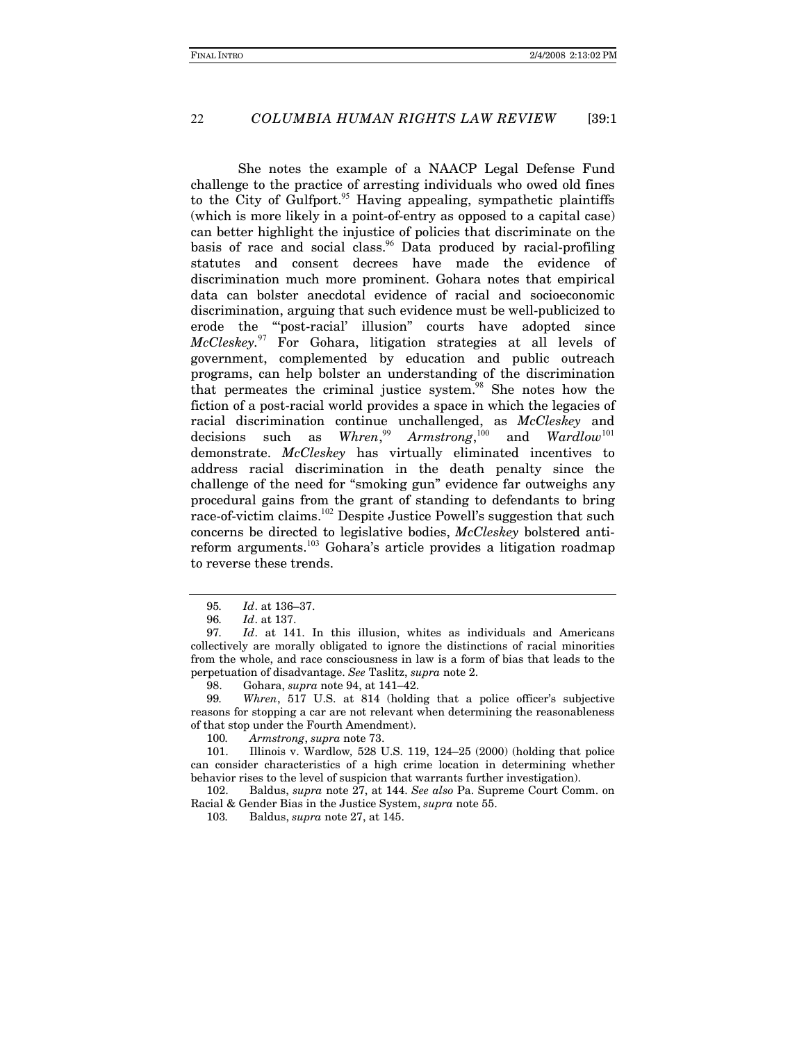She notes the example of a NAACP Legal Defense Fund challenge to the practice of arresting individuals who owed old fines to the City of Gulfport.[95] Having appealing, sympathetic plaintiffs (which is more likely in a point-of-entry as opposed to a capital case) can better highlight the injustice of policies that discriminate on the basis of race and social class.[96] Data produced by racial-profiling statutes and consent decrees have made the evidence of discrimination much more prominent. Gohara notes that empirical data can bolster anecdotal evidence of racial and socioeconomic discrimination, arguing that such evidence must be well-publicized to erode the "'post-racial' illusion" courts have adopted since *McCleskey*.[97] For Gohara, litigation strategies at all levels of government, complemented by education and public outreach programs, can help bolster an understanding of the discrimination that permeates the criminal justice system.[98] She notes how the fiction of a post-racial world provides a space in which the legacies of racial discrimination continue unchallenged, as *McCleskey* and decisions such as *Whren*,[99] *Armstrong*,[100] and *Wardlow*[101] demonstrate. *McCleskey* has virtually eliminated incentives to address racial discrimination in the death penalty since the challenge of the need for "smoking gun" evidence far outweighs any procedural gains from the grant of standing to defendants to bring race-of-victim claims.[102] Despite Justice Powell's suggestion that such concerns be directed to legislative bodies, *McCleskey* bolstered anti-reform arguments.[103] Gohara's article provides a litigation roadmap to reverse these trends.

---

95. *Id*. at 136–37.

96. *Id*. at 137.

97. *Id*. at 141. In this illusion, whites as individuals and Americans collectively are morally obligated to ignore the distinctions of racial minorities from the whole, and race consciousness in law is a form of bias that leads to the perpetuation of disadvantage. *See* Taslitz, *supra* note 2.

98. Gohara, *supra* note 94, at 141–42.

99. *Whren*, 517 U.S. at 814 (holding that a police officer's subjective reasons for stopping a car are not relevant when determining the reasonableness of that stop under the Fourth Amendment).

100. *Armstrong*, *supra* note 73.

101. Illinois v. Wardlow*,* 528 U.S. 119, 124–25 (2000) (holding that police can consider characteristics of a high crime location in determining whether behavior rises to the level of suspicion that warrants further investigation).

102. Baldus, *supra* note 27, at 144. *See also* Pa. Supreme Court Comm. on Racial & Gender Bias in the Justice System, *supra* note 55.

103. Baldus, *supra* note 27, at 145.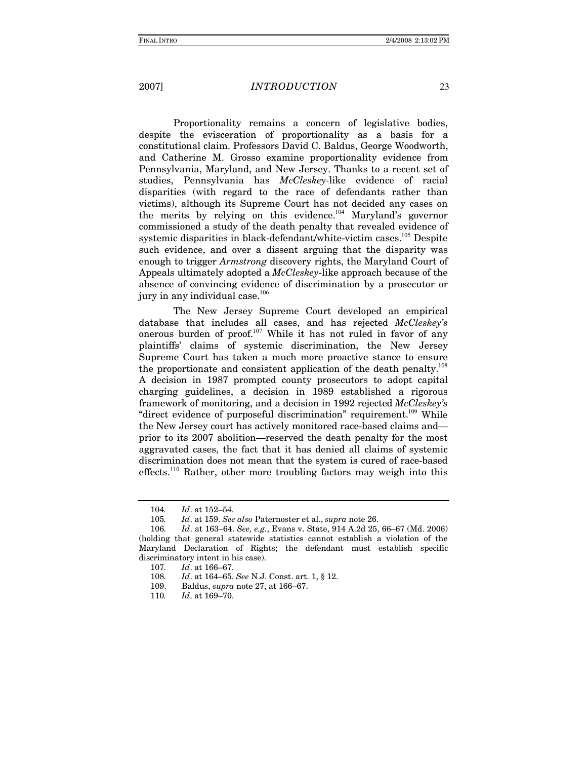Proportionality remains a concern of legislative bodies, despite the evisceration of proportionality as a basis for a constitutional claim. Professors David C. Baldus, George Woodworth, and Catherine M. Grosso examine proportionality evidence from Pennsylvania, Maryland, and New Jersey. Thanks to a recent set of studies, Pennsylvania has *McCleskey*-like evidence of racial disparities (with regard to the race of defendants rather than victims), although its Supreme Court has not decided any cases on the merits by relying on this evidence.[104] Maryland's governor commissioned a study of the death penalty that revealed evidence of systemic disparities in black-defendant/white-victim cases.[105] Despite such evidence, and over a dissent arguing that the disparity was enough to trigger *Armstrong* discovery rights, the Maryland Court of Appeals ultimately adopted a *McCleskey*-like approach because of the absence of convincing evidence of discrimination by a prosecutor or jury in any individual case.[106]

The New Jersey Supreme Court developed an empirical database that includes all cases, and has rejected *McCleskey's* onerous burden of proof.[107] While it has not ruled in favor of any plaintiffs' claims of systemic discrimination, the New Jersey Supreme Court has taken a much more proactive stance to ensure the proportionate and consistent application of the death penalty.[108] A decision in 1987 prompted county prosecutors to adopt capital charging guidelines, a decision in 1989 established a rigorous framework of monitoring, and a decision in 1992 rejected *McCleskey's* "direct evidence of purposeful discrimination" requirement.[109] While the New Jersey court has actively monitored race-based claims and—prior to its 2007 abolition—reserved the death penalty for the most aggravated cases, the fact that it has denied all claims of systemic discrimination does not mean that the system is cured of race-based effects.[110] Rather, other more troubling factors may weigh into this

---

104. *Id*. at 152–54.

105. *Id*. at 159. *See also* Paternoster et al., *supra* note 26.

106. *Id*. at 163–64. *See, e.g.*, Evans v. State, 914 A.2d 25, 66–67 (Md. 2006) (holding that general statewide statistics cannot establish a violation of the Maryland Declaration of Rights; the defendant must establish specific discriminatory intent in his case).

107. *Id*. at 166–67.

108. *Id*. at 164–65. *See* N.J. Const. art. 1, § 12.

109. Baldus, *supra* note 27, at 166–67.

110. *Id*. at 169–70.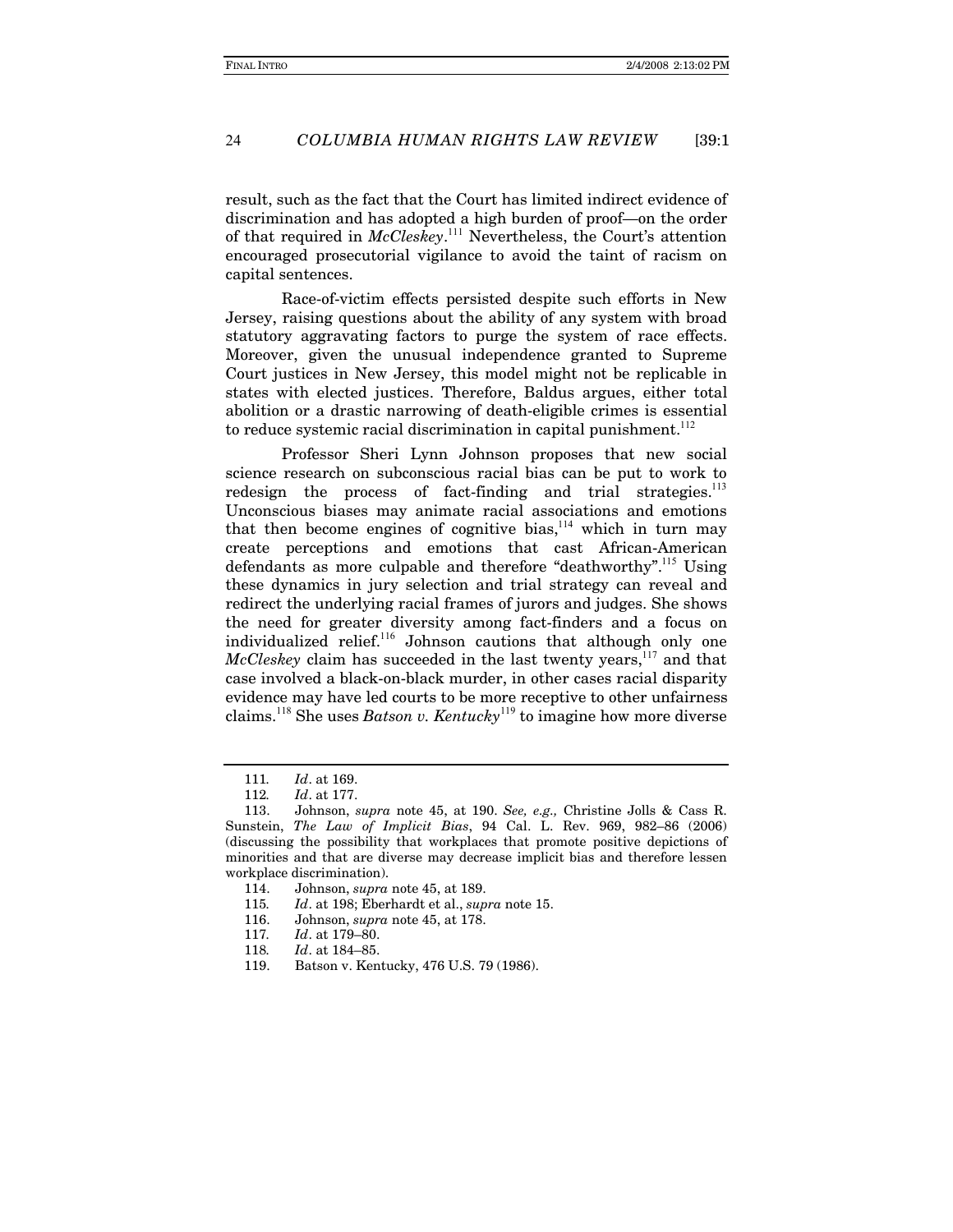result, such as the fact that the Court has limited indirect evidence of discrimination and has adopted a high burden of proof—on the order of that required in *McCleskey*.[111] Nevertheless, the Court's attention encouraged prosecutorial vigilance to avoid the taint of racism on capital sentences.

Race-of-victim effects persisted despite such efforts in New Jersey, raising questions about the ability of any system with broad statutory aggravating factors to purge the system of race effects. Moreover, given the unusual independence granted to Supreme Court justices in New Jersey, this model might not be replicable in states with elected justices. Therefore, Baldus argues, either total abolition or a drastic narrowing of death-eligible crimes is essential to reduce systemic racial discrimination in capital punishment.[112]

Professor Sheri Lynn Johnson proposes that new social science research on subconscious racial bias can be put to work to redesign the process of fact-finding and trial strategies.[113] Unconscious biases may animate racial associations and emotions that then become engines of cognitive bias,[114] which in turn may create perceptions and emotions that cast African-American defendants as more culpable and therefore "deathworthy".[115] Using these dynamics in jury selection and trial strategy can reveal and redirect the underlying racial frames of jurors and judges. She shows the need for greater diversity among fact-finders and a focus on individualized relief.[116] Johnson cautions that although only one *McCleskey* claim has succeeded in the last twenty years,[117] and that case involved a black-on-black murder, in other cases racial disparity evidence may have led courts to be more receptive to other unfairness claims.[118] She uses *Batson v. Kentucky*[119] to imagine how more diverse

---

111. *Id*. at 169.

112. *Id*. at 177.

113. Johnson, *supra* note 45, at 190. *See, e.g.,* Christine Jolls & Cass R. Sunstein, *The Law of Implicit Bias*, 94 Cal. L. Rev. 969, 982–86 (2006) (discussing the possibility that workplaces that promote positive depictions of minorities and that are diverse may decrease implicit bias and therefore lessen workplace discrimination).

114. Johnson, *supra* note 45, at 189.

115. *Id*. at 198; Eberhardt et al., *supra* note 15.

116. Johnson, *supra* note 45, at 178.

117. *Id*. at 179–80.

118. *Id*. at 184–85.

119. Batson v. Kentucky, 476 U.S. 79 (1986).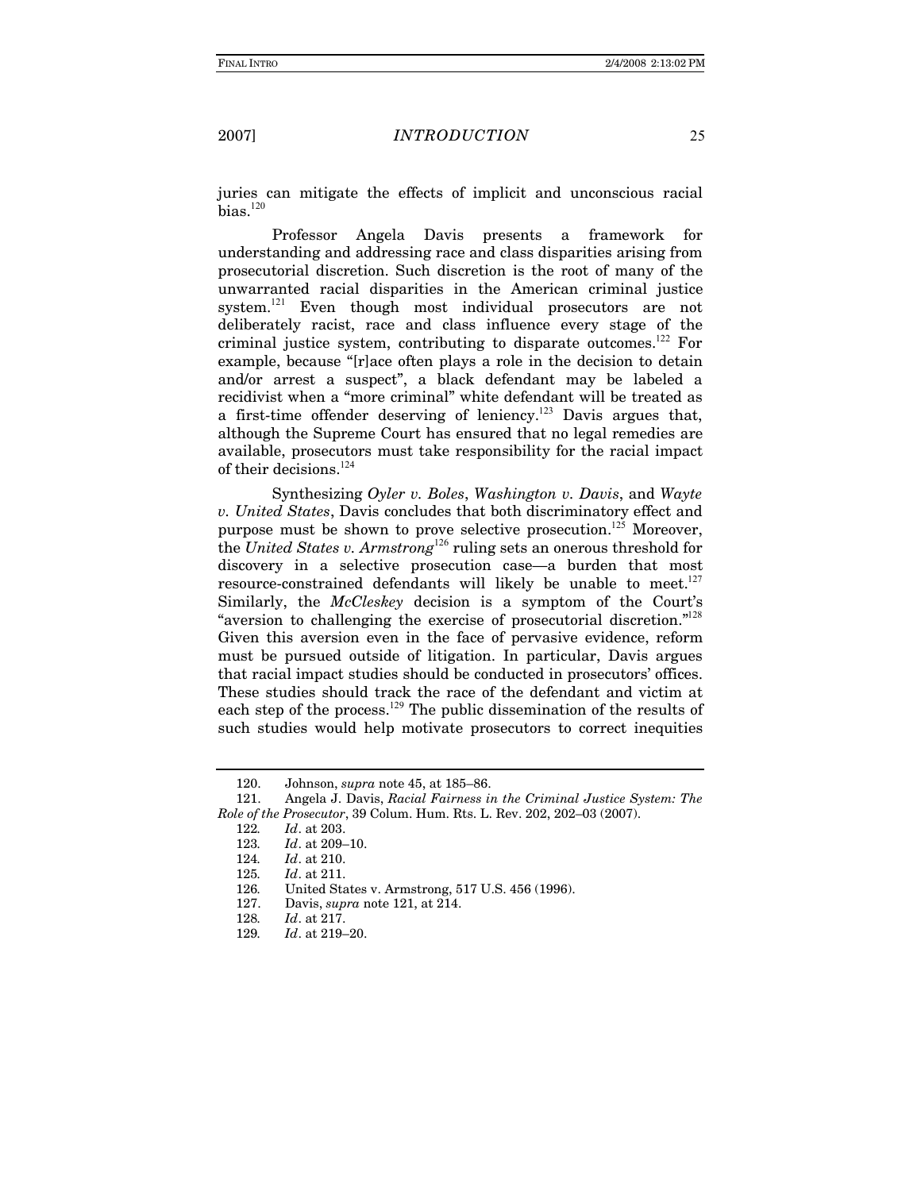juries can mitigate the effects of implicit and unconscious racial bias.[120]

Professor Angela Davis presents a framework for understanding and addressing race and class disparities arising from prosecutorial discretion. Such discretion is the root of many of the unwarranted racial disparities in the American criminal justice system.[121] Even though most individual prosecutors are not deliberately racist, race and class influence every stage of the criminal justice system, contributing to disparate outcomes.[122] For example, because "[r]ace often plays a role in the decision to detain and/or arrest a suspect", a black defendant may be labeled a recidivist when a "more criminal" white defendant will be treated as a first-time offender deserving of leniency.[123] Davis argues that, although the Supreme Court has ensured that no legal remedies are available, prosecutors must take responsibility for the racial impact of their decisions.[124]

Synthesizing *Oyler v. Boles*, *Washington v. Davis*, and *Wayte v. United States*, Davis concludes that both discriminatory effect and purpose must be shown to prove selective prosecution.[125] Moreover, the *United States v. Armstrong*[126] ruling sets an onerous threshold for discovery in a selective prosecution case—a burden that most resource-constrained defendants will likely be unable to meet.[127] Similarly, the *McCleskey* decision is a symptom of the Court's "aversion to challenging the exercise of prosecutorial discretion."[128] Given this aversion even in the face of pervasive evidence, reform must be pursued outside of litigation. In particular, Davis argues that racial impact studies should be conducted in prosecutors' offices. These studies should track the race of the defendant and victim at each step of the process.[129] The public dissemination of the results of such studies would help motivate prosecutors to correct inequities

---

120. Johnson, *supra* note 45, at 185–86.

121. Angela J. Davis, *Racial Fairness in the Criminal Justice System: The Role of the Prosecutor*, 39 Colum. Hum. Rts. L. Rev. 202, 202–03 (2007).

122. *Id*. at 203.

123. *Id*. at 209–10.

124. *Id*. at 210.

125. *Id*. at 211.

126. United States v. Armstrong, 517 U.S. 456 (1996).

127. Davis, *supra* note 121, at 214.

128. *Id*. at 217.

129. *Id*. at 219–20.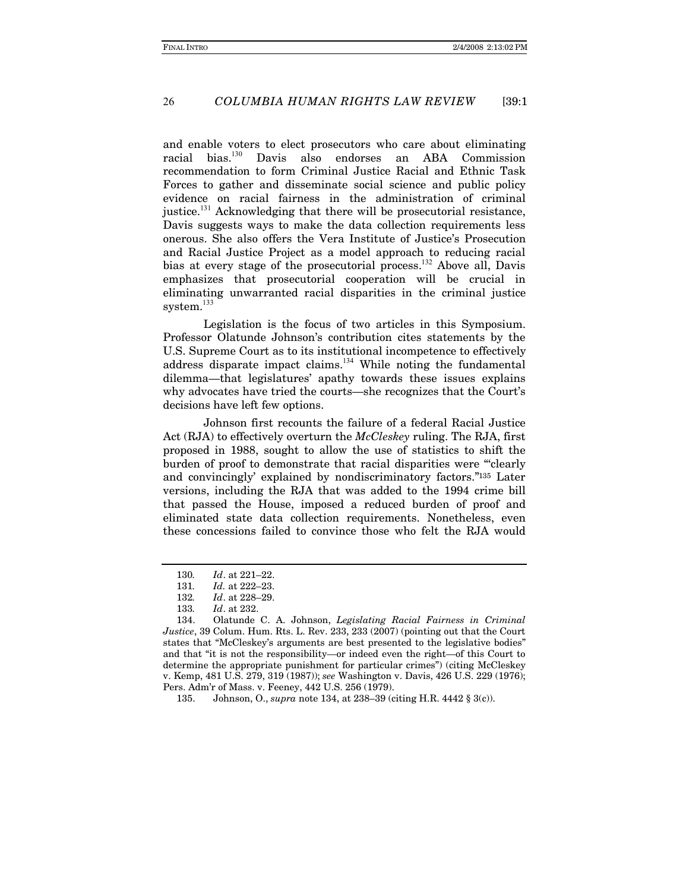and enable voters to elect prosecutors who care about eliminating racial bias.[130] Davis also endorses an ABA Commission recommendation to form Criminal Justice Racial and Ethnic Task Forces to gather and disseminate social science and public policy evidence on racial fairness in the administration of criminal justice.[131] Acknowledging that there will be prosecutorial resistance, Davis suggests ways to make the data collection requirements less onerous. She also offers the Vera Institute of Justice's Prosecution and Racial Justice Project as a model approach to reducing racial bias at every stage of the prosecutorial process.[132] Above all, Davis emphasizes that prosecutorial cooperation will be crucial in eliminating unwarranted racial disparities in the criminal justice system.[133]

Legislation is the focus of two articles in this Symposium. Professor Olatunde Johnson's contribution cites statements by the U.S. Supreme Court as to its institutional incompetence to effectively address disparate impact claims.[134] While noting the fundamental dilemma—that legislatures' apathy towards these issues explains why advocates have tried the courts—she recognizes that the Court's decisions have left few options.

Johnson first recounts the failure of a federal Racial Justice Act (RJA) to effectively overturn the *McCleskey* ruling. The RJA, first proposed in 1988, sought to allow the use of statistics to shift the burden of proof to demonstrate that racial disparities were "'clearly and convincingly' explained by nondiscriminatory factors."[135] Later versions, including the RJA that was added to the 1994 crime bill that passed the House, imposed a reduced burden of proof and eliminated state data collection requirements. Nonetheless, even these concessions failed to convince those who felt the RJA would

---

130. *Id*. at 221–22.

131. *Id.* at 222–23.

132. *Id*. at 228–29.

133. *Id*. at 232.

134. Olatunde C. A. Johnson, *Legislating Racial Fairness in Criminal Justice*, 39 Colum. Hum. Rts. L. Rev. 233, 233 (2007) (pointing out that the Court states that "McCleskey's arguments are best presented to the legislative bodies" and that "it is not the responsibility—or indeed even the right—of this Court to determine the appropriate punishment for particular crimes") (citing McCleskey v. Kemp, 481 U.S. 279, 319 (1987)); *see* Washington v. Davis, 426 U.S. 229 (1976); Pers. Adm'r of Mass. v. Feeney, 442 U.S. 256 (1979).

135. Johnson, O., *supra* note 134, at 238–39 (citing H.R. 4442 § 3(c)).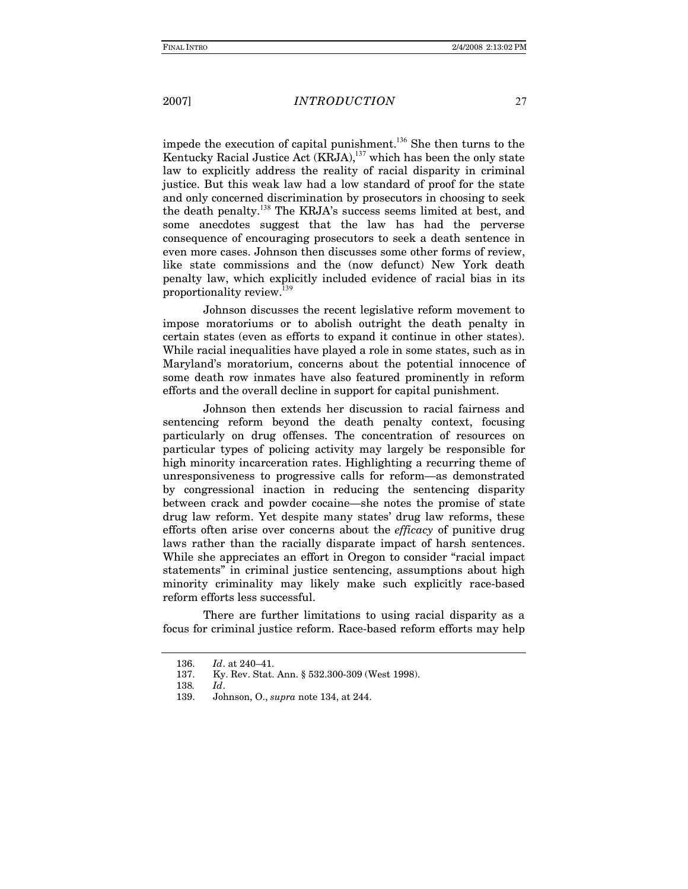impede the execution of capital punishment.[136] She then turns to the Kentucky Racial Justice Act (KRJA),[137] which has been the only state law to explicitly address the reality of racial disparity in criminal justice. But this weak law had a low standard of proof for the state and only concerned discrimination by prosecutors in choosing to seek the death penalty.[138] The KRJA's success seems limited at best, and some anecdotes suggest that the law has had the perverse consequence of encouraging prosecutors to seek a death sentence in even more cases. Johnson then discusses some other forms of review, like state commissions and the (now defunct) New York death penalty law, which explicitly included evidence of racial bias in its proportionality review.[139]

Johnson discusses the recent legislative reform movement to impose moratoriums or to abolish outright the death penalty in certain states (even as efforts to expand it continue in other states). While racial inequalities have played a role in some states, such as in Maryland's moratorium, concerns about the potential innocence of some death row inmates have also featured prominently in reform efforts and the overall decline in support for capital punishment.

Johnson then extends her discussion to racial fairness and sentencing reform beyond the death penalty context, focusing particularly on drug offenses. The concentration of resources on particular types of policing activity may largely be responsible for high minority incarceration rates. Highlighting a recurring theme of unresponsiveness to progressive calls for reform—as demonstrated by congressional inaction in reducing the sentencing disparity between crack and powder cocaine—she notes the promise of state drug law reform. Yet despite many states' drug law reforms, these efforts often arise over concerns about the *efficacy* of punitive drug laws rather than the racially disparate impact of harsh sentences. While she appreciates an effort in Oregon to consider "racial impact statements" in criminal justice sentencing, assumptions about high minority criminality may likely make such explicitly race-based reform efforts less successful.

There are further limitations to using racial disparity as a focus for criminal justice reform. Race-based reform efforts may help

---

136. *Id*. at 240–41.

137. Ky. Rev. Stat. Ann. § 532.300-309 (West 1998).

138. *Id*.

139. Johnson, O., *supra* note 134, at 244.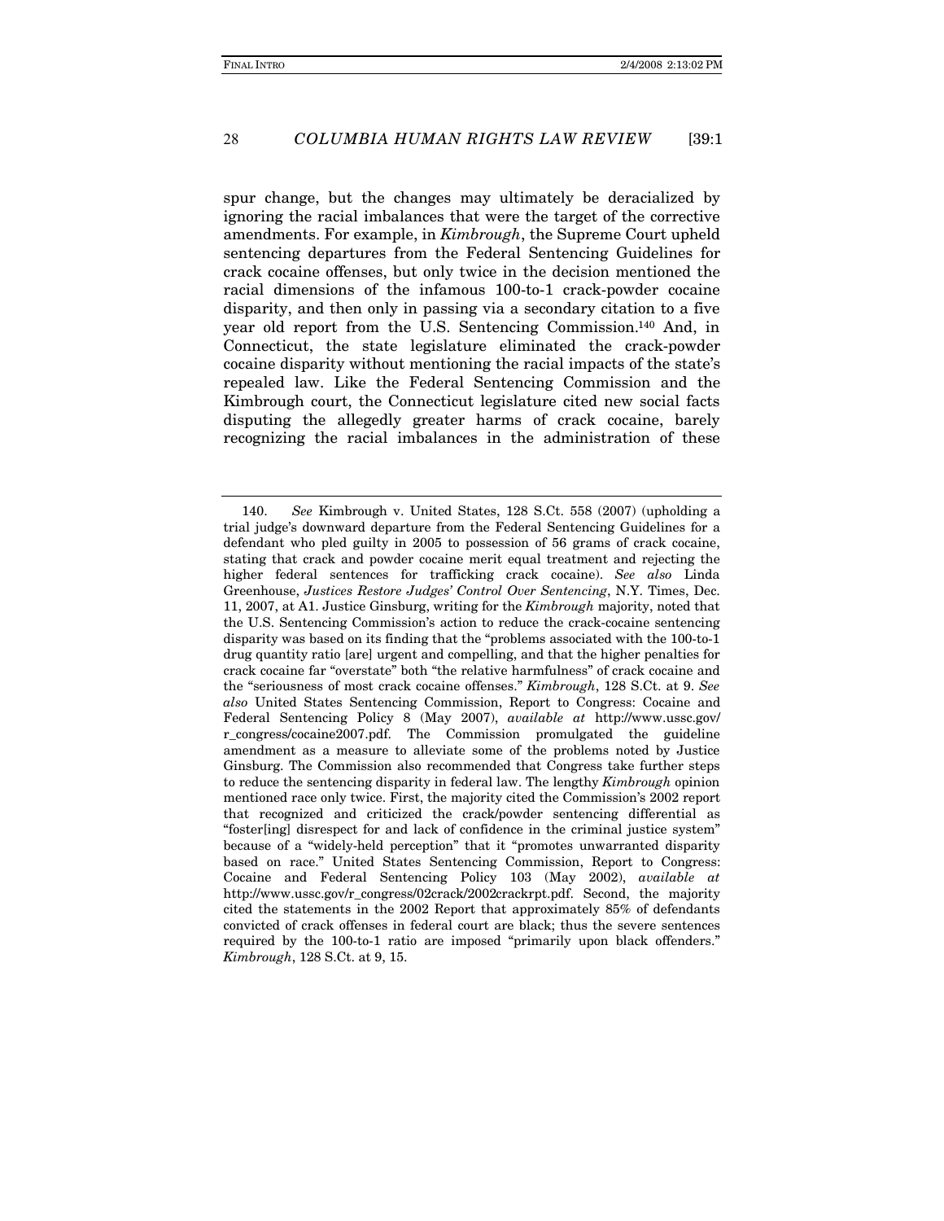spur change, but the changes may ultimately be deracialized by ignoring the racial imbalances that were the target of the corrective amendments. For example, in *Kimbrough*, the Supreme Court upheld sentencing departures from the Federal Sentencing Guidelines for crack cocaine offenses, but only twice in the decision mentioned the racial dimensions of the infamous 100-to-1 crack-powder cocaine disparity, and then only in passing via a secondary citation to a five year old report from the U.S. Sentencing Commission.[140] And, in Connecticut, the state legislature eliminated the crack-powder cocaine disparity without mentioning the racial impacts of the state's repealed law. Like the Federal Sentencing Commission and the Kimbrough court, the Connecticut legislature cited new social facts disputing the allegedly greater harms of crack cocaine, barely recognizing the racial imbalances in the administration of these

---

140. *See* Kimbrough v. United States, 128 S.Ct. 558 (2007) (upholding a trial judge's downward departure from the Federal Sentencing Guidelines for a defendant who pled guilty in 2005 to possession of 56 grams of crack cocaine, stating that crack and powder cocaine merit equal treatment and rejecting the higher federal sentences for trafficking crack cocaine). *See also* Linda Greenhouse, *Justices Restore Judges' Control Over Sentencing*, N.Y. Times, Dec. 11, 2007, at A1. Justice Ginsburg, writing for the *Kimbrough* majority, noted that the U.S. Sentencing Commission's action to reduce the crack-cocaine sentencing disparity was based on its finding that the "problems associated with the 100-to-1 drug quantity ratio [are] urgent and compelling, and that the higher penalties for crack cocaine far "overstate" both "the relative harmfulness" of crack cocaine and the "seriousness of most crack cocaine offenses." *Kimbrough*, 128 S.Ct. at 9. *See also* United States Sentencing Commission, Report to Congress: Cocaine and Federal Sentencing Policy 8 (May 2007), *available at* http://www.ussc.gov/r_congress/cocaine2007.pdf. The Commission promulgated the guideline amendment as a measure to alleviate some of the problems noted by Justice Ginsburg. The Commission also recommended that Congress take further steps to reduce the sentencing disparity in federal law. The lengthy *Kimbrough* opinion mentioned race only twice. First, the majority cited the Commission's 2002 report that recognized and criticized the crack/powder sentencing differential as "foster[ing] disrespect for and lack of confidence in the criminal justice system" because of a "widely-held perception" that it "promotes unwarranted disparity based on race." United States Sentencing Commission, Report to Congress: Cocaine and Federal Sentencing Policy 103 (May 2002), *available at* http://www.ussc.gov/r_congress/02crack/2002crackrpt.pdf. Second, the majority cited the statements in the 2002 Report that approximately 85% of defendants convicted of crack offenses in federal court are black; thus the severe sentences required by the 100-to-1 ratio are imposed "primarily upon black offenders." *Kimbrough*, 128 S.Ct. at 9, 15.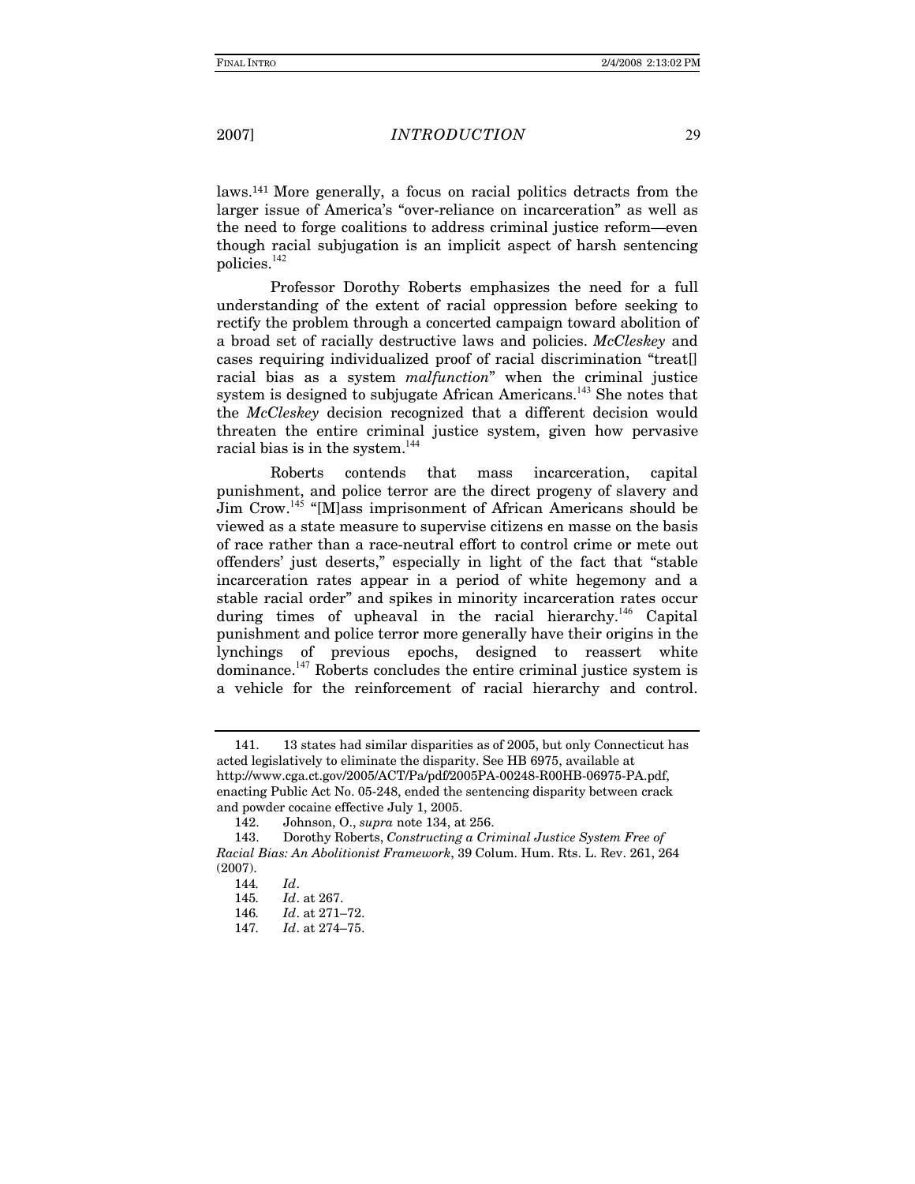laws.[141] More generally, a focus on racial politics detracts from the larger issue of America's "over-reliance on incarceration" as well as the need to forge coalitions to address criminal justice reform—even though racial subjugation is an implicit aspect of harsh sentencing policies.[142]

Professor Dorothy Roberts emphasizes the need for a full understanding of the extent of racial oppression before seeking to rectify the problem through a concerted campaign toward abolition of a broad set of racially destructive laws and policies. *McCleskey* and cases requiring individualized proof of racial discrimination "treat[] racial bias as a system *malfunction*" when the criminal justice system is designed to subjugate African Americans.[143] She notes that the *McCleskey* decision recognized that a different decision would threaten the entire criminal justice system, given how pervasive racial bias is in the system.[144]

Roberts contends that mass incarceration, capital punishment, and police terror are the direct progeny of slavery and Jim Crow.[145] "[M]ass imprisonment of African Americans should be viewed as a state measure to supervise citizens en masse on the basis of race rather than a race-neutral effort to control crime or mete out offenders' just deserts," especially in light of the fact that "stable incarceration rates appear in a period of white hegemony and a stable racial order" and spikes in minority incarceration rates occur during times of upheaval in the racial hierarchy.[146] Capital punishment and police terror more generally have their origins in the lynchings of previous epochs, designed to reassert white dominance.[147] Roberts concludes the entire criminal justice system is a vehicle for the reinforcement of racial hierarchy and control.

---

141. 13 states had similar disparities as of 2005, but only Connecticut has acted legislatively to eliminate the disparity. See HB 6975, available at http://www.cga.ct.gov/2005/ACT/Pa/pdf/2005PA-00248-R00HB-06975-PA.pdf, enacting Public Act No. 05-248, ended the sentencing disparity between crack and powder cocaine effective July 1, 2005.

142. Johnson, O., *supra* note 134, at 256.

143. Dorothy Roberts, *Constructing a Criminal Justice System Free of Racial Bias: An Abolitionist Framework*, 39 Colum. Hum. Rts. L. Rev. 261, 264 (2007).

144. *Id*.

145. *Id*. at 267.

146. *Id*. at 271–72.

147. *Id*. at 274–75.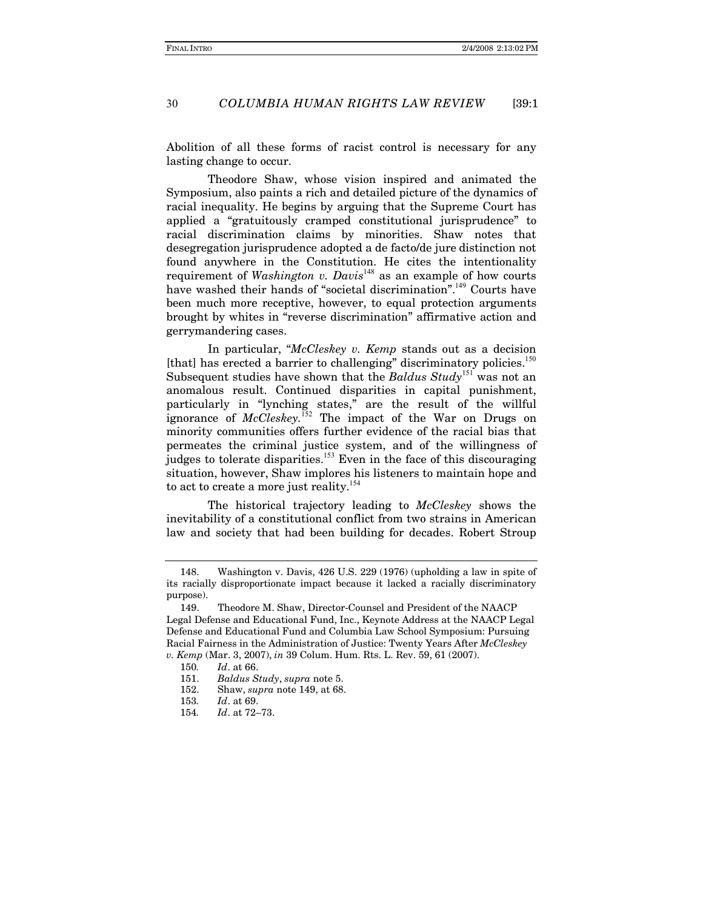Abolition of all these forms of racist control is necessary for any lasting change to occur.

Theodore Shaw, whose vision inspired and animated the Symposium, also paints a rich and detailed picture of the dynamics of racial inequality. He begins by arguing that the Supreme Court has applied a "gratuitously cramped constitutional jurisprudence" to racial discrimination claims by minorities. Shaw notes that desegregation jurisprudence adopted a de facto/de jure distinction not found anywhere in the Constitution. He cites the intentionality requirement of *Washington v. Davis*[148] as an example of how courts have washed their hands of "societal discrimination".[149] Courts have been much more receptive, however, to equal protection arguments brought by whites in "reverse discrimination" affirmative action and gerrymandering cases.

In particular, "*McCleskey v. Kemp* stands out as a decision [that] has erected a barrier to challenging" discriminatory policies.[150] Subsequent studies have shown that the *Baldus Study*[151] was not an anomalous result. Continued disparities in capital punishment, particularly in "lynching states," are the result of the willful ignorance of *McCleskey*.[152] The impact of the War on Drugs on minority communities offers further evidence of the racial bias that permeates the criminal justice system, and of the willingness of judges to tolerate disparities.[153] Even in the face of this discouraging situation, however, Shaw implores his listeners to maintain hope and to act to create a more just reality.[154]

The historical trajectory leading to *McCleskey* shows the inevitability of a constitutional conflict from two strains in American law and society that had been building for decades. Robert Stroup

---

148. Washington v. Davis, 426 U.S. 229 (1976) (upholding a law in spite of its racially disproportionate impact because it lacked a racially discriminatory purpose).

149. Theodore M. Shaw, Director-Counsel and President of the NAACP Legal Defense and Educational Fund, Inc., Keynote Address at the NAACP Legal Defense and Educational Fund and Columbia Law School Symposium: Pursuing Racial Fairness in the Administration of Justice: Twenty Years After *McCleskey v. Kemp* (Mar. 3, 2007), *in* 39 Colum. Hum. Rts. L. Rev. 59, 61 (2007).

150. *Id*. at 66.

151. *Baldus Study*, *supra* note 5.

152. Shaw, *supra* note 149, at 68.

153. *Id*. at 69.

154. *Id*. at 72–73.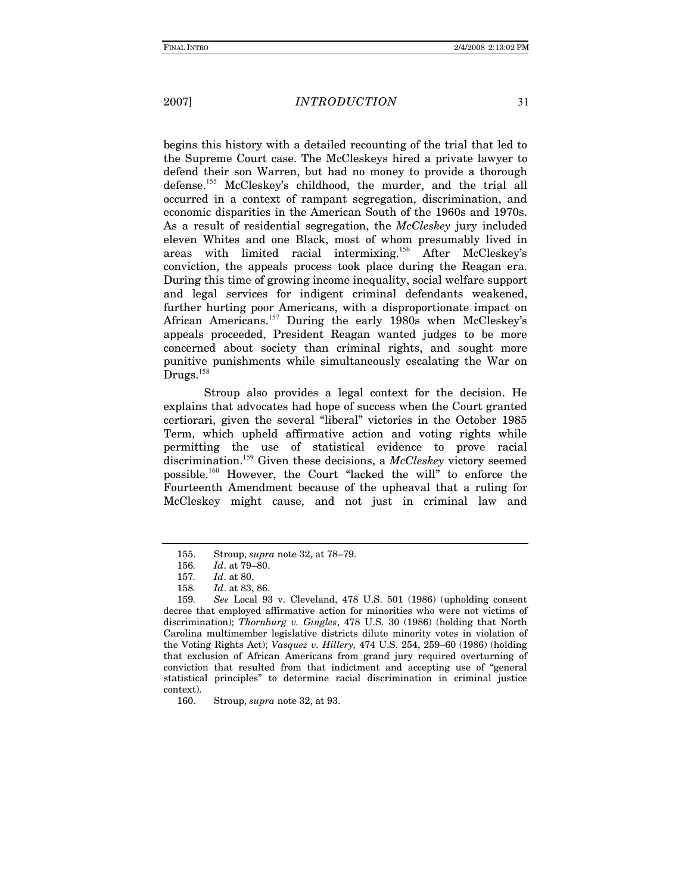begins this history with a detailed recounting of the trial that led to the Supreme Court case. The McCleskeys hired a private lawyer to defend their son Warren, but had no money to provide a thorough defense.[155] McCleskey's childhood, the murder, and the trial all occurred in a context of rampant segregation, discrimination, and economic disparities in the American South of the 1960s and 1970s. As a result of residential segregation, the *McCleskey* jury included eleven Whites and one Black, most of whom presumably lived in areas with limited racial intermixing.[156] After McCleskey's conviction, the appeals process took place during the Reagan era. During this time of growing income inequality, social welfare support and legal services for indigent criminal defendants weakened, further hurting poor Americans, with a disproportionate impact on African Americans.[157] During the early 1980s when McCleskey's appeals proceeded, President Reagan wanted judges to be more concerned about society than criminal rights, and sought more punitive punishments while simultaneously escalating the War on Drugs.[158]

Stroup also provides a legal context for the decision. He explains that advocates had hope of success when the Court granted certiorari, given the several "liberal" victories in the October 1985 Term, which upheld affirmative action and voting rights while permitting the use of statistical evidence to prove racial discrimination.[159] Given these decisions, a *McCleskey* victory seemed possible.[160] However, the Court "lacked the will" to enforce the Fourteenth Amendment because of the upheaval that a ruling for McCleskey might cause, and not just in criminal law and

---

155. Stroup, *supra* note 32, at 78–79.

156. *Id*. at 79–80.

157. *Id*. at 80.

158. *Id*. at 83, 86.

159. *See* Local 93 v. Cleveland, 478 U.S. 501 (1986) (upholding consent decree that employed affirmative action for minorities who were not victims of discrimination); *Thornburg v. Gingles*, 478 U.S. 30 (1986) (holding that North Carolina multimember legislative districts dilute minority votes in violation of the Voting Rights Act); *Vasquez v. Hillery,* 474 U.S. 254, 259–60 (1986) (holding that exclusion of African Americans from grand jury required overturning of conviction that resulted from that indictment and accepting use of "general statistical principles" to determine racial discrimination in criminal justice context).

160. Stroup, *supra* note 32, at 93.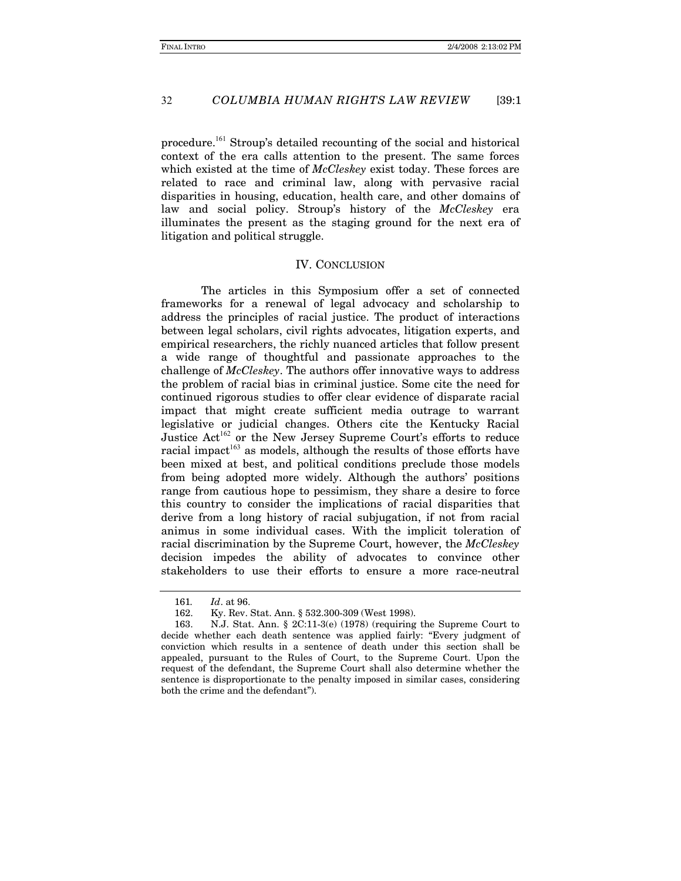procedure.[161] Stroup's detailed recounting of the social and historical context of the era calls attention to the present. The same forces which existed at the time of *McCleskey* exist today. These forces are related to race and criminal law, along with pervasive racial disparities in housing, education, health care, and other domains of law and social policy. Stroup's history of the *McCleskey* era illuminates the present as the staging ground for the next era of litigation and political struggle.

## IV. CONCLUSION

The articles in this Symposium offer a set of connected frameworks for a renewal of legal advocacy and scholarship to address the principles of racial justice. The product of interactions between legal scholars, civil rights advocates, litigation experts, and empirical researchers, the richly nuanced articles that follow present a wide range of thoughtful and passionate approaches to the challenge of *McCleskey*. The authors offer innovative ways to address the problem of racial bias in criminal justice. Some cite the need for continued rigorous studies to offer clear evidence of disparate racial impact that might create sufficient media outrage to warrant legislative or judicial changes. Others cite the Kentucky Racial Justice Act[162] or the New Jersey Supreme Court's efforts to reduce racial impact[163] as models, although the results of those efforts have been mixed at best, and political conditions preclude those models from being adopted more widely. Although the authors' positions range from cautious hope to pessimism, they share a desire to force this country to consider the implications of racial disparities that derive from a long history of racial subjugation, if not from racial animus in some individual cases. With the implicit toleration of racial discrimination by the Supreme Court, however, the *McCleskey* decision impedes the ability of advocates to convince other stakeholders to use their efforts to ensure a more race-neutral

---

161. *Id*. at 96.

162. Ky. Rev. Stat. Ann. § 532.300-309 (West 1998).

163. N.J. Stat. Ann. § 2C:11-3(e) (1978) (requiring the Supreme Court to decide whether each death sentence was applied fairly: "Every judgment of conviction which results in a sentence of death under this section shall be appealed, pursuant to the Rules of Court, to the Supreme Court. Upon the request of the defendant, the Supreme Court shall also determine whether the sentence is disproportionate to the penalty imposed in similar cases, considering both the crime and the defendant").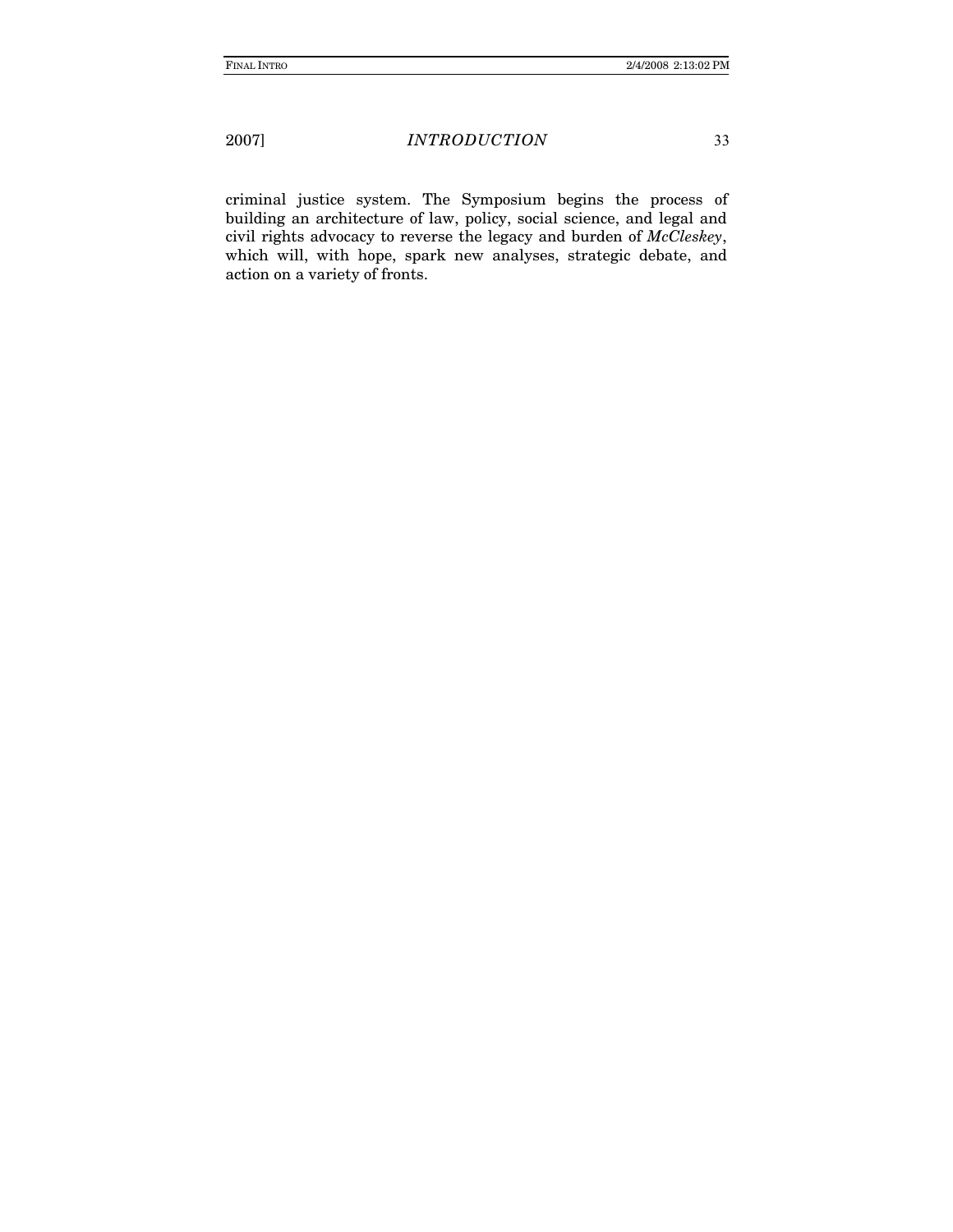criminal justice system. The Symposium begins the process of building an architecture of law, policy, social science, and legal and civil rights advocacy to reverse the legacy and burden of *McCleskey*, which will, with hope, spark new analyses, strategic debate, and action on a variety of fronts.